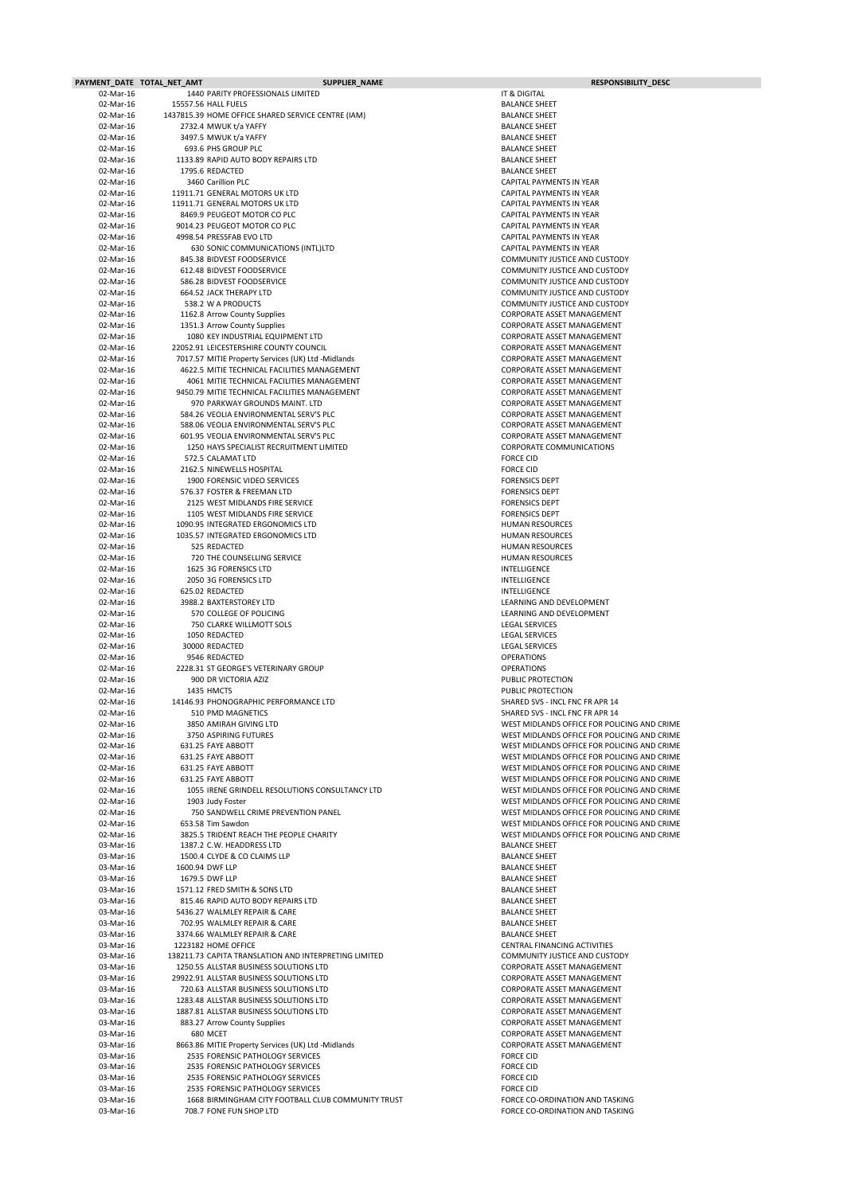| PAYMENT_DATE | TOTAL_NET_AMT | SUPPLIER_NAME | RESPONSIBILITY_DESC |
|---|---|---|---|
| 02-Mar-16 | 1440 | PARITY PROFESSIONALS LIMITED | IT & DIGITAL |
| 02-Mar-16 | 15557.56 | HALL FUELS | BALANCE SHEET |
| 02-Mar-16 | 1437815.39 | HOME OFFICE SHARED SERVICE CENTRE (IAM) | BALANCE SHEET |
| 02-Mar-16 | 2732.4 | MWUK t/a YAFFY | BALANCE SHEET |
| 02-Mar-16 | 3497.5 | MWUK t/a YAFFY | BALANCE SHEET |
| 02-Mar-16 | 693.6 | PHS GROUP PLC | BALANCE SHEET |
| 02-Mar-16 | 1133.89 | RAPID AUTO BODY REPAIRS LTD | BALANCE SHEET |
| 02-Mar-16 | 1795.6 | REDACTED | BALANCE SHEET |
| 02-Mar-16 | 3460 | Carillion PLC | CAPITAL PAYMENTS IN YEAR |
| 02-Mar-16 | 11911.71 | GENERAL MOTORS UK LTD | CAPITAL PAYMENTS IN YEAR |
| 02-Mar-16 | 11911.71 | GENERAL MOTORS UK LTD | CAPITAL PAYMENTS IN YEAR |
| 02-Mar-16 | 8469.9 | PEUGEOT MOTOR CO PLC | CAPITAL PAYMENTS IN YEAR |
| 02-Mar-16 | 9014.23 | PEUGEOT MOTOR CO PLC | CAPITAL PAYMENTS IN YEAR |
| 02-Mar-16 | 4998.54 | PRESSFAB EVO LTD | CAPITAL PAYMENTS IN YEAR |
| 02-Mar-16 | 630 | SONIC COMMUNICATIONS (INTL)LTD | CAPITAL PAYMENTS IN YEAR |
| 02-Mar-16 | 845.38 | BIDVEST FOODSERVICE | COMMUNITY JUSTICE AND CUSTODY |
| 02-Mar-16 | 612.48 | BIDVEST FOODSERVICE | COMMUNITY JUSTICE AND CUSTODY |
| 02-Mar-16 | 586.28 | BIDVEST FOODSERVICE | COMMUNITY JUSTICE AND CUSTODY |
| 02-Mar-16 | 664.52 | JACK THERAPY LTD | COMMUNITY JUSTICE AND CUSTODY |
| 02-Mar-16 | 538.2 | W A PRODUCTS | COMMUNITY JUSTICE AND CUSTODY |
| 02-Mar-16 | 1162.8 | Arrow County Supplies | CORPORATE ASSET MANAGEMENT |
| 02-Mar-16 | 1351.3 | Arrow County Supplies | CORPORATE ASSET MANAGEMENT |
| 02-Mar-16 | 1080 | KEY INDUSTRIAL EQUIPMENT LTD | CORPORATE ASSET MANAGEMENT |
| 02-Mar-16 | 22052.91 | LEICESTERSHIRE COUNTY COUNCIL | CORPORATE ASSET MANAGEMENT |
| 02-Mar-16 | 7017.57 | MITIE Property Services (UK) Ltd -Midlands | CORPORATE ASSET MANAGEMENT |
| 02-Mar-16 | 4622.5 | MITIE TECHNICAL FACILITIES MANAGEMENT | CORPORATE ASSET MANAGEMENT |
| 02-Mar-16 | 4061 | MITIE TECHNICAL FACILITIES MANAGEMENT | CORPORATE ASSET MANAGEMENT |
| 02-Mar-16 | 9450.79 | MITIE TECHNICAL FACILITIES MANAGEMENT | CORPORATE ASSET MANAGEMENT |
| 02-Mar-16 | 970 | PARKWAY GROUNDS MAINT. LTD | CORPORATE ASSET MANAGEMENT |
| 02-Mar-16 | 584.26 | VEOLIA ENVIRONMENTAL SERV'S PLC | CORPORATE ASSET MANAGEMENT |
| 02-Mar-16 | 588.06 | VEOLIA ENVIRONMENTAL SERV'S PLC | CORPORATE ASSET MANAGEMENT |
| 02-Mar-16 | 601.95 | VEOLIA ENVIRONMENTAL SERV'S PLC | CORPORATE ASSET MANAGEMENT |
| 02-Mar-16 | 1250 | HAYS SPECIALIST RECRUITMENT LIMITED | CORPORATE COMMUNICATIONS |
| 02-Mar-16 | 572.5 | CALAMAT LTD | FORCE CID |
| 02-Mar-16 | 2162.5 | NINEWELLS HOSPITAL | FORCE CID |
| 02-Mar-16 | 1900 | FORENSIC VIDEO SERVICES | FORENSICS DEPT |
| 02-Mar-16 | 576.37 | FOSTER & FREEMAN LTD | FORENSICS DEPT |
| 02-Mar-16 | 2125 | WEST MIDLANDS FIRE SERVICE | FORENSICS DEPT |
| 02-Mar-16 | 1105 | WEST MIDLANDS FIRE SERVICE | FORENSICS DEPT |
| 02-Mar-16 | 1090.95 | INTEGRATED ERGONOMICS LTD | HUMAN RESOURCES |
| 02-Mar-16 | 1035.57 | INTEGRATED ERGONOMICS LTD | HUMAN RESOURCES |
| 02-Mar-16 | 525 | REDACTED | HUMAN RESOURCES |
| 02-Mar-16 | 720 | THE COUNSELLING SERVICE | HUMAN RESOURCES |
| 02-Mar-16 | 1625 | 3G FORENSICS LTD | INTELLIGENCE |
| 02-Mar-16 | 2050 | 3G FORENSICS LTD | INTELLIGENCE |
| 02-Mar-16 | 625.02 | REDACTED | INTELLIGENCE |
| 02-Mar-16 | 3988.2 | BAXTERSTOREY LTD | LEARNING AND DEVELOPMENT |
| 02-Mar-16 | 570 | COLLEGE OF POLICING | LEARNING AND DEVELOPMENT |
| 02-Mar-16 | 750 | CLARKE WILLMOTT SOLS | LEGAL SERVICES |
| 02-Mar-16 | 1050 | REDACTED | LEGAL SERVICES |
| 02-Mar-16 | 30000 | REDACTED | LEGAL SERVICES |
| 02-Mar-16 | 9546 | REDACTED | OPERATIONS |
| 02-Mar-16 | 2228.31 | ST GEORGE'S VETERINARY GROUP | OPERATIONS |
| 02-Mar-16 | 900 | DR VICTORIA AZIZ | PUBLIC PROTECTION |
| 02-Mar-16 | 1435 | HMCTS | PUBLIC PROTECTION |
| 02-Mar-16 | 14146.93 | PHONOGRAPHIC PERFORMANCE LTD | SHARED SVS - INCL FNC FR APR 14 |
| 02-Mar-16 | 510 | PMD MAGNETICS | SHARED SVS - INCL FNC FR APR 14 |
| 02-Mar-16 | 3850 | AMIRAH GIVING LTD | WEST MIDLANDS OFFICE FOR POLICING AND CRIME |
| 02-Mar-16 | 3750 | ASPIRING FUTURES | WEST MIDLANDS OFFICE FOR POLICING AND CRIME |
| 02-Mar-16 | 631.25 | FAYE ABBOTT | WEST MIDLANDS OFFICE FOR POLICING AND CRIME |
| 02-Mar-16 | 631.25 | FAYE ABBOTT | WEST MIDLANDS OFFICE FOR POLICING AND CRIME |
| 02-Mar-16 | 631.25 | FAYE ABBOTT | WEST MIDLANDS OFFICE FOR POLICING AND CRIME |
| 02-Mar-16 | 631.25 | FAYE ABBOTT | WEST MIDLANDS OFFICE FOR POLICING AND CRIME |
| 02-Mar-16 | 1055 | IRENE GRINDELL RESOLUTIONS CONSULTANCY LTD | WEST MIDLANDS OFFICE FOR POLICING AND CRIME |
| 02-Mar-16 | 1903 | Judy Foster | WEST MIDLANDS OFFICE FOR POLICING AND CRIME |
| 02-Mar-16 | 750 | SANDWELL CRIME PREVENTION PANEL | WEST MIDLANDS OFFICE FOR POLICING AND CRIME |
| 02-Mar-16 | 653.58 | Tim Sawdon | WEST MIDLANDS OFFICE FOR POLICING AND CRIME |
| 02-Mar-16 | 3825.5 | TRIDENT REACH THE PEOPLE CHARITY | WEST MIDLANDS OFFICE FOR POLICING AND CRIME |
| 03-Mar-16 | 1387.2 | C.W. HEADDRESS LTD | BALANCE SHEET |
| 03-Mar-16 | 1500.4 | CLYDE & CO CLAIMS LLP | BALANCE SHEET |
| 03-Mar-16 | 1600.94 | DWF LLP | BALANCE SHEET |
| 03-Mar-16 | 1679.5 | DWF LLP | BALANCE SHEET |
| 03-Mar-16 | 1571.12 | FRED SMITH & SONS LTD | BALANCE SHEET |
| 03-Mar-16 | 815.46 | RAPID AUTO BODY REPAIRS LTD | BALANCE SHEET |
| 03-Mar-16 | 5436.27 | WALMLEY REPAIR & CARE | BALANCE SHEET |
| 03-Mar-16 | 702.95 | WALMLEY REPAIR & CARE | BALANCE SHEET |
| 03-Mar-16 | 3374.66 | WALMLEY REPAIR & CARE | BALANCE SHEET |
| 03-Mar-16 | 1223182 | HOME OFFICE | CENTRAL FINANCING ACTIVITIES |
| 03-Mar-16 | 138211.73 | CAPITA TRANSLATION AND INTERPRETING LIMITED | COMMUNITY JUSTICE AND CUSTODY |
| 03-Mar-16 | 1250.55 | ALLSTAR BUSINESS SOLUTIONS LTD | CORPORATE ASSET MANAGEMENT |
| 03-Mar-16 | 29922.91 | ALLSTAR BUSINESS SOLUTIONS LTD | CORPORATE ASSET MANAGEMENT |
| 03-Mar-16 | 720.63 | ALLSTAR BUSINESS SOLUTIONS LTD | CORPORATE ASSET MANAGEMENT |
| 03-Mar-16 | 1283.48 | ALLSTAR BUSINESS SOLUTIONS LTD | CORPORATE ASSET MANAGEMENT |
| 03-Mar-16 | 1887.81 | ALLSTAR BUSINESS SOLUTIONS LTD | CORPORATE ASSET MANAGEMENT |
| 03-Mar-16 | 883.27 | Arrow County Supplies | CORPORATE ASSET MANAGEMENT |
| 03-Mar-16 | 680 | MCET | CORPORATE ASSET MANAGEMENT |
| 03-Mar-16 | 8663.86 | MITIE Property Services (UK) Ltd -Midlands | CORPORATE ASSET MANAGEMENT |
| 03-Mar-16 | 2535 | FORENSIC PATHOLOGY SERVICES | FORCE CID |
| 03-Mar-16 | 2535 | FORENSIC PATHOLOGY SERVICES | FORCE CID |
| 03-Mar-16 | 2535 | FORENSIC PATHOLOGY SERVICES | FORCE CID |
| 03-Mar-16 | 2535 | FORENSIC PATHOLOGY SERVICES | FORCE CID |
| 03-Mar-16 | 1668 | BIRMINGHAM CITY FOOTBALL CLUB COMMUNITY TRUST | FORCE CO-ORDINATION AND TASKING |
| 03-Mar-16 | 708.7 | FONE FUN SHOP LTD | FORCE CO-ORDINATION AND TASKING |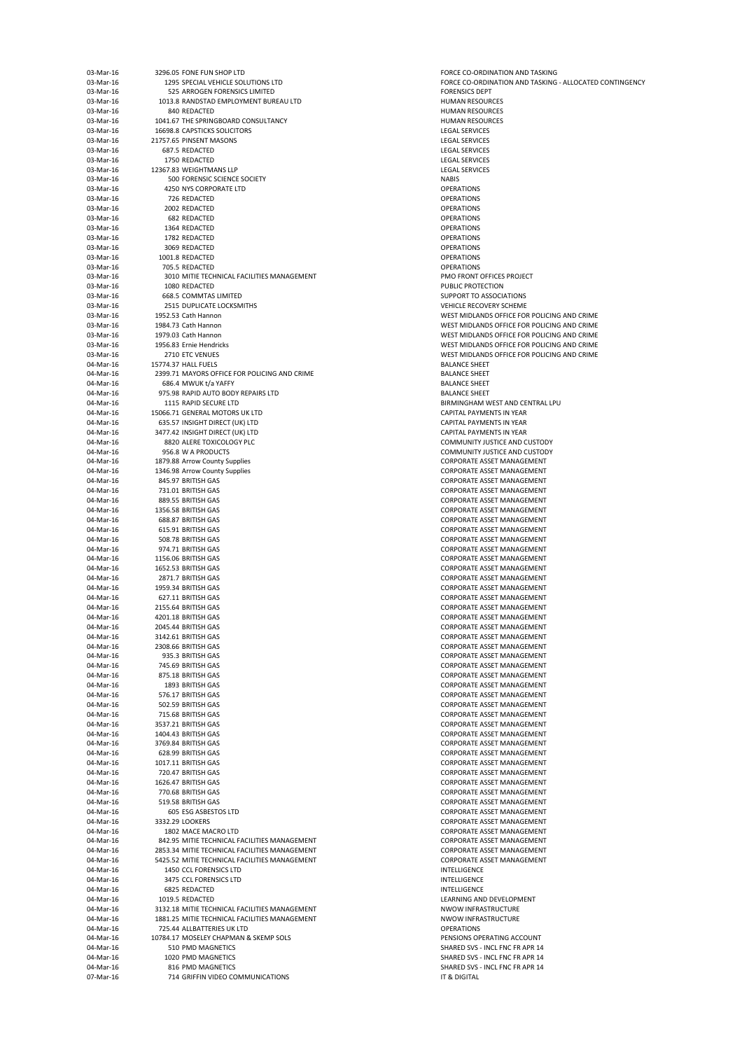| | | | |
|---|---|---|---|
| 03-Mar-16 | 3296.05 | FONE FUN SHOP LTD | FORCE CO-ORDINATION AND TASKING |
| 03-Mar-16 | 1295 | SPECIAL VEHICLE SOLUTIONS LTD | FORCE CO-ORDINATION AND TASKING - ALLOCATED CONTINGENCY |
| 03-Mar-16 | 525 | ARROGEN FORENSICS LIMITED | FORENSICS DEPT |
| 03-Mar-16 | 1013.8 | RANDSTAD EMPLOYMENT BUREAU LTD | HUMAN RESOURCES |
| 03-Mar-16 | 840 | REDACTED | HUMAN RESOURCES |
| 03-Mar-16 | 1041.67 | THE SPRINGBOARD CONSULTANCY | HUMAN RESOURCES |
| 03-Mar-16 | 16698.8 | CAPSTICKS SOLICITORS | LEGAL SERVICES |
| 03-Mar-16 | 21757.65 | PINSENT MASONS | LEGAL SERVICES |
| 03-Mar-16 | 687.5 | REDACTED | LEGAL SERVICES |
| 03-Mar-16 | 1750 | REDACTED | LEGAL SERVICES |
| 03-Mar-16 | 12367.83 | WEIGHTMANS LLP | LEGAL SERVICES |
| 03-Mar-16 | 500 | FORENSIC SCIENCE SOCIETY | NABIS |
| 03-Mar-16 | 4250 | NYS CORPORATE LTD | OPERATIONS |
| 03-Mar-16 | 726 | REDACTED | OPERATIONS |
| 03-Mar-16 | 2002 | REDACTED | OPERATIONS |
| 03-Mar-16 | 682 | REDACTED | OPERATIONS |
| 03-Mar-16 | 1364 | REDACTED | OPERATIONS |
| 03-Mar-16 | 1782 | REDACTED | OPERATIONS |
| 03-Mar-16 | 3069 | REDACTED | OPERATIONS |
| 03-Mar-16 | 1001.8 | REDACTED | OPERATIONS |
| 03-Mar-16 | 705.5 | REDACTED | OPERATIONS |
| 03-Mar-16 | 3010 | MITIE TECHNICAL FACILITIES MANAGEMENT | PMO FRONT OFFICES PROJECT |
| 03-Mar-16 | 1080 | REDACTED | PUBLIC PROTECTION |
| 03-Mar-16 | 668.5 | COMMTAS LIMITED | SUPPORT TO ASSOCIATIONS |
| 03-Mar-16 | 2515 | DUPLICATE LOCKSMITHS | VEHICLE RECOVERY SCHEME |
| 03-Mar-16 | 1952.53 | Cath Hannon | WEST MIDLANDS OFFICE FOR POLICING AND CRIME |
| 03-Mar-16 | 1984.73 | Cath Hannon | WEST MIDLANDS OFFICE FOR POLICING AND CRIME |
| 03-Mar-16 | 1979.03 | Cath Hannon | WEST MIDLANDS OFFICE FOR POLICING AND CRIME |
| 03-Mar-16 | 1956.83 | Ernie Hendricks | WEST MIDLANDS OFFICE FOR POLICING AND CRIME |
| 03-Mar-16 | 2710 | ETC VENUES | WEST MIDLANDS OFFICE FOR POLICING AND CRIME |
| 04-Mar-16 | 15774.37 | HALL FUELS | BALANCE SHEET |
| 04-Mar-16 | 2399.71 | MAYORS OFFICE FOR POLICING AND CRIME | BALANCE SHEET |
| 04-Mar-16 | 686.4 | MWUK t/a YAFFY | BALANCE SHEET |
| 04-Mar-16 | 975.98 | RAPID AUTO BODY REPAIRS LTD | BALANCE SHEET |
| 04-Mar-16 | 1115 | RAPID SECURE LTD | BIRMINGHAM WEST AND CENTRAL LPU |
| 04-Mar-16 | 15066.71 | GENERAL MOTORS UK LTD | CAPITAL PAYMENTS IN YEAR |
| 04-Mar-16 | 635.57 | INSIGHT DIRECT (UK) LTD | CAPITAL PAYMENTS IN YEAR |
| 04-Mar-16 | 3477.42 | INSIGHT DIRECT (UK) LTD | CAPITAL PAYMENTS IN YEAR |
| 04-Mar-16 | 8820 | ALERE TOXICOLOGY PLC | COMMUNITY JUSTICE AND CUSTODY |
| 04-Mar-16 | 956.8 | W A PRODUCTS | COMMUNITY JUSTICE AND CUSTODY |
| 04-Mar-16 | 1879.88 | Arrow County Supplies | CORPORATE ASSET MANAGEMENT |
| 04-Mar-16 | 1346.98 | Arrow County Supplies | CORPORATE ASSET MANAGEMENT |
| 04-Mar-16 | 845.97 | BRITISH GAS | CORPORATE ASSET MANAGEMENT |
| 04-Mar-16 | 731.01 | BRITISH GAS | CORPORATE ASSET MANAGEMENT |
| 04-Mar-16 | 889.55 | BRITISH GAS | CORPORATE ASSET MANAGEMENT |
| 04-Mar-16 | 1356.58 | BRITISH GAS | CORPORATE ASSET MANAGEMENT |
| 04-Mar-16 | 688.87 | BRITISH GAS | CORPORATE ASSET MANAGEMENT |
| 04-Mar-16 | 615.91 | BRITISH GAS | CORPORATE ASSET MANAGEMENT |
| 04-Mar-16 | 508.78 | BRITISH GAS | CORPORATE ASSET MANAGEMENT |
| 04-Mar-16 | 974.71 | BRITISH GAS | CORPORATE ASSET MANAGEMENT |
| 04-Mar-16 | 1156.06 | BRITISH GAS | CORPORATE ASSET MANAGEMENT |
| 04-Mar-16 | 1652.53 | BRITISH GAS | CORPORATE ASSET MANAGEMENT |
| 04-Mar-16 | 2871.7 | BRITISH GAS | CORPORATE ASSET MANAGEMENT |
| 04-Mar-16 | 1959.34 | BRITISH GAS | CORPORATE ASSET MANAGEMENT |
| 04-Mar-16 | 627.11 | BRITISH GAS | CORPORATE ASSET MANAGEMENT |
| 04-Mar-16 | 2155.64 | BRITISH GAS | CORPORATE ASSET MANAGEMENT |
| 04-Mar-16 | 4201.18 | BRITISH GAS | CORPORATE ASSET MANAGEMENT |
| 04-Mar-16 | 2045.44 | BRITISH GAS | CORPORATE ASSET MANAGEMENT |
| 04-Mar-16 | 3142.61 | BRITISH GAS | CORPORATE ASSET MANAGEMENT |
| 04-Mar-16 | 2308.66 | BRITISH GAS | CORPORATE ASSET MANAGEMENT |
| 04-Mar-16 | 935.3 | BRITISH GAS | CORPORATE ASSET MANAGEMENT |
| 04-Mar-16 | 745.69 | BRITISH GAS | CORPORATE ASSET MANAGEMENT |
| 04-Mar-16 | 875.18 | BRITISH GAS | CORPORATE ASSET MANAGEMENT |
| 04-Mar-16 | 1893 | BRITISH GAS | CORPORATE ASSET MANAGEMENT |
| 04-Mar-16 | 576.17 | BRITISH GAS | CORPORATE ASSET MANAGEMENT |
| 04-Mar-16 | 502.59 | BRITISH GAS | CORPORATE ASSET MANAGEMENT |
| 04-Mar-16 | 715.68 | BRITISH GAS | CORPORATE ASSET MANAGEMENT |
| 04-Mar-16 | 3537.21 | BRITISH GAS | CORPORATE ASSET MANAGEMENT |
| 04-Mar-16 | 1404.43 | BRITISH GAS | CORPORATE ASSET MANAGEMENT |
| 04-Mar-16 | 3769.84 | BRITISH GAS | CORPORATE ASSET MANAGEMENT |
| 04-Mar-16 | 628.99 | BRITISH GAS | CORPORATE ASSET MANAGEMENT |
| 04-Mar-16 | 1017.11 | BRITISH GAS | CORPORATE ASSET MANAGEMENT |
| 04-Mar-16 | 720.47 | BRITISH GAS | CORPORATE ASSET MANAGEMENT |
| 04-Mar-16 | 1626.47 | BRITISH GAS | CORPORATE ASSET MANAGEMENT |
| 04-Mar-16 | 770.68 | BRITISH GAS | CORPORATE ASSET MANAGEMENT |
| 04-Mar-16 | 519.58 | BRITISH GAS | CORPORATE ASSET MANAGEMENT |
| 04-Mar-16 | 605 | ESG ASBESTOS LTD | CORPORATE ASSET MANAGEMENT |
| 04-Mar-16 | 3332.29 | LOOKERS | CORPORATE ASSET MANAGEMENT |
| 04-Mar-16 | 1802 | MACE MACRO LTD | CORPORATE ASSET MANAGEMENT |
| 04-Mar-16 | 842.95 | MITIE TECHNICAL FACILITIES MANAGEMENT | CORPORATE ASSET MANAGEMENT |
| 04-Mar-16 | 2853.34 | MITIE TECHNICAL FACILITIES MANAGEMENT | CORPORATE ASSET MANAGEMENT |
| 04-Mar-16 | 5425.52 | MITIE TECHNICAL FACILITIES MANAGEMENT | CORPORATE ASSET MANAGEMENT |
| 04-Mar-16 | 1450 | CCL FORENSICS LTD | INTELLIGENCE |
| 04-Mar-16 | 3475 | CCL FORENSICS LTD | INTELLIGENCE |
| 04-Mar-16 | 6825 | REDACTED | INTELLIGENCE |
| 04-Mar-16 | 1019.5 | REDACTED | LEARNING AND DEVELOPMENT |
| 04-Mar-16 | 3132.18 | MITIE TECHNICAL FACILITIES MANAGEMENT | NWOW INFRASTRUCTURE |
| 04-Mar-16 | 1881.25 | MITIE TECHNICAL FACILITIES MANAGEMENT | NWOW INFRASTRUCTURE |
| 04-Mar-16 | 725.44 | ALLBATTERIES UK LTD | OPERATIONS |
| 04-Mar-16 | 10784.17 | MOSELEY CHAPMAN & SKEMP SOLS | PENSIONS OPERATING ACCOUNT |
| 04-Mar-16 | 510 | PMD MAGNETICS | SHARED SVS - INCL FNC FR APR 14 |
| 04-Mar-16 | 1020 | PMD MAGNETICS | SHARED SVS - INCL FNC FR APR 14 |
| 04-Mar-16 | 816 | PMD MAGNETICS | SHARED SVS - INCL FNC FR APR 14 |
| 07-Mar-16 | 714 | GRIFFIN VIDEO COMMUNICATIONS | IT & DIGITAL |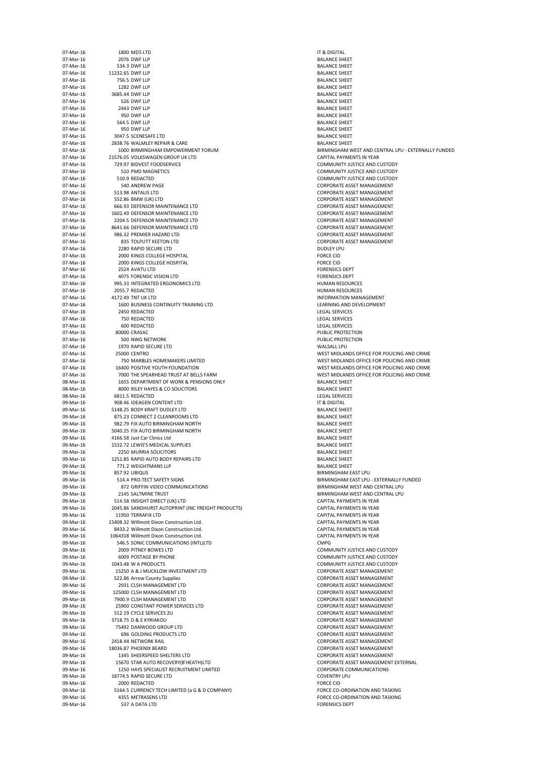| | | | |
|---|---|---|---|
| 07-Mar-16 | 1800 | MD5 LTD | IT & DIGITAL |
| 07-Mar-16 | 2076 | DWF LLP | BALANCE SHEET |
| 07-Mar-16 | 534.3 | DWF LLP | BALANCE SHEET |
| 07-Mar-16 | 11232.65 | DWF LLP | BALANCE SHEET |
| 07-Mar-16 | 756.5 | DWF LLP | BALANCE SHEET |
| 07-Mar-16 | 1282 | DWF LLP | BALANCE SHEET |
| 07-Mar-16 | 3685.44 | DWF LLP | BALANCE SHEET |
| 07-Mar-16 | 526 | DWF LLP | BALANCE SHEET |
| 07-Mar-16 | 2443 | DWF LLP | BALANCE SHEET |
| 07-Mar-16 | 950 | DWF LLP | BALANCE SHEET |
| 07-Mar-16 | 564.5 | DWF LLP | BALANCE SHEET |
| 07-Mar-16 | 950 | DWF LLP | BALANCE SHEET |
| 07-Mar-16 | 3047.5 | SCENESAFE LTD | BALANCE SHEET |
| 07-Mar-16 | 2838.76 | WALMLEY REPAIR & CARE | BALANCE SHEET |
| 07-Mar-16 | 1000 | BIRMINGHAM EMPOWERMENT FORUM | BIRMINGHAM WEST AND CENTRAL LPU - EXTERNALLY FUNDED |
| 07-Mar-16 | 21576.05 | VOLKSWAGEN GROUP UK LTD | CAPITAL PAYMENTS IN YEAR |
| 07-Mar-16 | 729.97 | BIDVEST FOODSERVICE | COMMUNITY JUSTICE AND CUSTODY |
| 07-Mar-16 | 510 | PMD MAGNETICS | COMMUNITY JUSTICE AND CUSTODY |
| 07-Mar-16 | 510.9 | REDACTED | COMMUNITY JUSTICE AND CUSTODY |
| 07-Mar-16 | 540 | ANDREW PAGE | CORPORATE ASSET MANAGEMENT |
| 07-Mar-16 | 513.98 | ANTALIS LTD | CORPORATE ASSET MANAGEMENT |
| 07-Mar-16 | 552.86 | BMW (UK) LTD | CORPORATE ASSET MANAGEMENT |
| 07-Mar-16 | 666.93 | DEFENSOR MAINTENANCE LTD | CORPORATE ASSET MANAGEMENT |
| 07-Mar-16 | 1602.49 | DEFENSOR MAINTENANCE LTD | CORPORATE ASSET MANAGEMENT |
| 07-Mar-16 | 2204.5 | DEFENSOR MAINTENANCE LTD | CORPORATE ASSET MANAGEMENT |
| 07-Mar-16 | 8641.66 | DEFENSOR MAINTENANCE LTD | CORPORATE ASSET MANAGEMENT |
| 07-Mar-16 | 986.32 | PREMIER HAZARD LTD | CORPORATE ASSET MANAGEMENT |
| 07-Mar-16 | 835 | TOLPUTT KEETON LTD | CORPORATE ASSET MANAGEMENT |
| 07-Mar-16 | 2280 | RAPID SECURE LTD | DUDLEY LPU |
| 07-Mar-16 | 2000 | KINGS COLLEGE HOSPITAL | FORCE CID |
| 07-Mar-16 | 2000 | KINGS COLLEGE HOSPITAL | FORCE CID |
| 07-Mar-16 | 2524 | AVATU LTD | FORENSICS DEPT |
| 07-Mar-16 | 4075 | FORENSIC VISION LTD | FORENSICS DEPT |
| 07-Mar-16 | 995.33 | INTEGRATED ERGONOMICS LTD | HUMAN RESOURCES |
| 07-Mar-16 | 2055.7 | REDACTED | HUMAN RESOURCES |
| 07-Mar-16 | 4172.49 | TNT UK LTD | INFORMATION MANAGEMENT |
| 07-Mar-16 | 1600 | BUSINESS CONTINUITY TRAINING LTD | LEARNING AND DEVELOPMENT |
| 07-Mar-16 | 2450 | REDACTED | LEGAL SERVICES |
| 07-Mar-16 | 750 | REDACTED | LEGAL SERVICES |
| 07-Mar-16 | 600 | REDACTED | LEGAL SERVICES |
| 07-Mar-16 | 80000 | CRASAC | PUBLIC PROTECTION |
| 07-Mar-16 | 500 | NWG NETWORK | PUBLIC PROTECTION |
| 07-Mar-16 | 1970 | RAPID SECURE LTD | WALSALL LPU |
| 07-Mar-16 | 25000 | CENTRO | WEST MIDLANDS OFFICE FOR POLICING AND CRIME |
| 07-Mar-16 | 750 | MARBLES HOMEMAKERS LIMITED | WEST MIDLANDS OFFICE FOR POLICING AND CRIME |
| 07-Mar-16 | 16400 | POSITIVE YOUTH FOUNDATION | WEST MIDLANDS OFFICE FOR POLICING AND CRIME |
| 07-Mar-16 | 7000 | THE SPEARHEAD TRUST AT BELLS FARM | WEST MIDLANDS OFFICE FOR POLICING AND CRIME |
| 08-Mar-16 | 1655 | DEPARTMENT OF WORK & PENSIONS ONLY | BALANCE SHEET |
| 08-Mar-16 | 8000 | RILEY HAYES & CO SOLICITORS | BALANCE SHEET |
| 08-Mar-16 | 6811.5 | REDACTED | LEGAL SERVICES |
| 09-Mar-16 | 908.46 | IDEAGEN CONTENT LTD | IT & DIGITAL |
| 09-Mar-16 | 5148.25 | BODY KRAFT DUDLEY LTD | BALANCE SHEET |
| 09-Mar-16 | 875.23 | CONNECT 2 CLEANROOMS LTD | BALANCE SHEET |
| 09-Mar-16 | 982.79 | FIX AUTO BIRMINGHAM NORTH | BALANCE SHEET |
| 09-Mar-16 | 5040.25 | FIX AUTO BIRMINGHAM NORTH | BALANCE SHEET |
| 09-Mar-16 | 4166.58 | Just Car Clinics Ltd | BALANCE SHEET |
| 09-Mar-16 | 1532.72 | LEWIS'S MEDICAL SUPPLIES | BALANCE SHEET |
| 09-Mar-16 | 2250 | MURRIA SOLICITORS | BALANCE SHEET |
| 09-Mar-16 | 1251.85 | RAPID AUTO BODY REPAIRS LTD | BALANCE SHEET |
| 09-Mar-16 | 771.2 | WEIGHTMANS LLP | BALANCE SHEET |
| 09-Mar-16 | 857.92 | UBIQUS | BIRMINGHAM EAST LPU |
| 09-Mar-16 | 514.4 | PRO-TECT SAFETY SIGNS | BIRMINGHAM EAST LPU - EXTERNALLY FUNDED |
| 09-Mar-16 | 872 | GRIFFIN VIDEO COMMUNICATIONS | BIRMINGHAM WEST AND CENTRAL LPU |
| 09-Mar-16 | 2145 | SALTMINE TRUST | BIRMINGHAM WEST AND CENTRAL LPU |
| 09-Mar-16 | 514.58 | INSIGHT DIRECT (UK) LTD | CAPITAL PAYMENTS IN YEAR |
| 09-Mar-16 | 2045.86 | SANDHURST AUTOPRINT (INC FREIGHT PRODUCTS) | CAPITAL PAYMENTS IN YEAR |
| 09-Mar-16 | 11950 | TERRAFIX LTD | CAPITAL PAYMENTS IN YEAR |
| 09-Mar-16 | 15408.32 | Willmott Dixon Construction Ltd. | CAPITAL PAYMENTS IN YEAR |
| 09-Mar-16 | 8433.2 | Willmott Dixon Construction Ltd. | CAPITAL PAYMENTS IN YEAR |
| 09-Mar-16 | 1064318 | Willmott Dixon Construction Ltd. | CAPITAL PAYMENTS IN YEAR |
| 09-Mar-16 | 546.5 | SONIC COMMUNICATIONS (INTL)LTD | CMPG |
| 09-Mar-16 | 2009 | PITNEY BOWES LTD | COMMUNITY JUSTICE AND CUSTODY |
| 09-Mar-16 | 6009 | POSTAGE BY PHONE | COMMUNITY JUSTICE AND CUSTODY |
| 09-Mar-16 | 1043.48 | W A PRODUCTS | COMMUNITY JUSTICE AND CUSTODY |
| 09-Mar-16 | 15250 | A & J MUCKLOW INVESTMENT LTD | CORPORATE ASSET MANAGEMENT |
| 09-Mar-16 | 522.86 | Arrow County Supplies | CORPORATE ASSET MANAGEMENT |
| 09-Mar-16 | 2931 | CLSH MANAGEMENT LTD | CORPORATE ASSET MANAGEMENT |
| 09-Mar-16 | 125000 | CLSH MANAGEMENT LTD | CORPORATE ASSET MANAGEMENT |
| 09-Mar-16 | 7900.9 | CLSH MANAGEMENT LTD | CORPORATE ASSET MANAGEMENT |
| 09-Mar-16 | 25900 | CONSTANT POWER SERVICES LTD | CORPORATE ASSET MANAGEMENT |
| 09-Mar-16 | 512.19 | CYCLE SERVICES 2U | CORPORATE ASSET MANAGEMENT |
| 09-Mar-16 | 3718.75 | D & E KYRIAKOU | CORPORATE ASSET MANAGEMENT |
| 09-Mar-16 | 75492 | DANWOOD GROUP LTD | CORPORATE ASSET MANAGEMENT |
| 09-Mar-16 | 696 | GOLDING PRODUCTS LTD | CORPORATE ASSET MANAGEMENT |
| 09-Mar-16 | 2418.44 | NETWORK RAIL | CORPORATE ASSET MANAGEMENT |
| 09-Mar-16 | 18036.87 | PHOENIX BEARD | CORPORATE ASSET MANAGEMENT |
| 09-Mar-16 | 1345 | SHEERSPEED SHELTERS LTD | CORPORATE ASSET MANAGEMENT |
| 09-Mar-16 | 15670 | STAR AUTO RECOVERY(B'HEATH)LTD | CORPORATE ASSET MANAGEMENT EXTERNAL |
| 09-Mar-16 | 1250 | HAYS SPECIALIST RECRUITMENT LIMITED | CORPORATE COMMUNICATIONS |
| 09-Mar-16 | 18774.5 | RAPID SECURE LTD | COVENTRY LPU |
| 09-Mar-16 | 2000 | REDACTED | FORCE CID |
| 09-Mar-16 | 5164.5 | CURRENCY TECH LIMITED (a G & D COMPANY) | FORCE CO-ORDINATION AND TASKING |
| 09-Mar-16 | 4355 | METRASENS LTD | FORCE CO-ORDINATION AND TASKING |
| 09-Mar-16 | 537 | A DATA LTD | FORENSICS DEPT |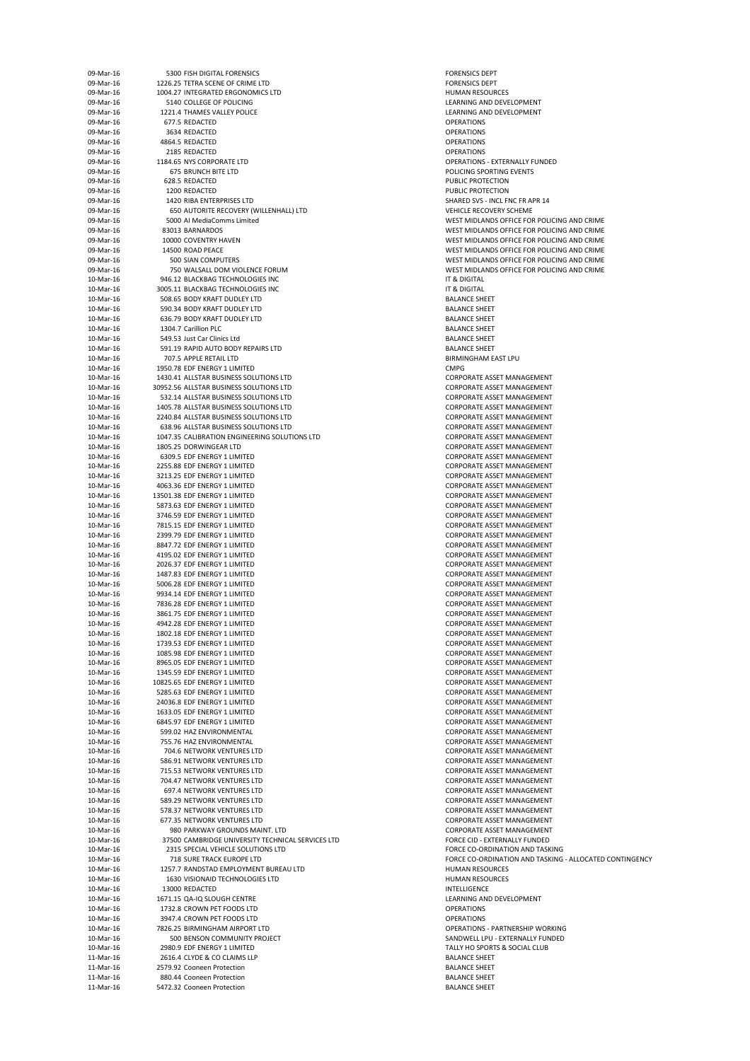| | | | |
|---|---|---|---|
| 09-Mar-16 | 5300 | FISH DIGITAL FORENSICS | FORENSICS DEPT |
| 09-Mar-16 | 1226.25 | TETRA SCENE OF CRIME LTD | FORENSICS DEPT |
| 09-Mar-16 | 1004.27 | INTEGRATED ERGONOMICS LTD | HUMAN RESOURCES |
| 09-Mar-16 | 5140 | COLLEGE OF POLICING | LEARNING AND DEVELOPMENT |
| 09-Mar-16 | 1221.4 | THAMES VALLEY POLICE | LEARNING AND DEVELOPMENT |
| 09-Mar-16 | 677.5 | REDACTED | OPERATIONS |
| 09-Mar-16 | 3634 | REDACTED | OPERATIONS |
| 09-Mar-16 | 4864.5 | REDACTED | OPERATIONS |
| 09-Mar-16 | 2185 | REDACTED | OPERATIONS |
| 09-Mar-16 | 1184.65 | NYS CORPORATE LTD | OPERATIONS - EXTERNALLY FUNDED |
| 09-Mar-16 | 675 | BRUNCH BITE LTD | POLICING SPORTING EVENTS |
| 09-Mar-16 | 628.5 | REDACTED | PUBLIC PROTECTION |
| 09-Mar-16 | 1200 | REDACTED | PUBLIC PROTECTION |
| 09-Mar-16 | 1420 | RIBA ENTERPRISES LTD | SHARED SVS - INCL FNC FR APR 14 |
| 09-Mar-16 | 650 | AUTORITE RECOVERY (WILLENHALL) LTD | VEHICLE RECOVERY SCHEME |
| 09-Mar-16 | 5000 | AI MediaComms Limited | WEST MIDLANDS OFFICE FOR POLICING AND CRIME |
| 09-Mar-16 | 83013 | BARNARDOS | WEST MIDLANDS OFFICE FOR POLICING AND CRIME |
| 09-Mar-16 | 10000 | COVENTRY HAVEN | WEST MIDLANDS OFFICE FOR POLICING AND CRIME |
| 09-Mar-16 | 14500 | ROAD PEACE | WEST MIDLANDS OFFICE FOR POLICING AND CRIME |
| 09-Mar-16 | 500 | SIAN COMPUTERS | WEST MIDLANDS OFFICE FOR POLICING AND CRIME |
| 09-Mar-16 | 750 | WALSALL DOM VIOLENCE FORUM | WEST MIDLANDS OFFICE FOR POLICING AND CRIME |
| 10-Mar-16 | 946.12 | BLACKBAG TECHNOLOGIES INC | IT & DIGITAL |
| 10-Mar-16 | 3005.11 | BLACKBAG TECHNOLOGIES INC | IT & DIGITAL |
| 10-Mar-16 | 508.65 | BODY KRAFT DUDLEY LTD | BALANCE SHEET |
| 10-Mar-16 | 590.34 | BODY KRAFT DUDLEY LTD | BALANCE SHEET |
| 10-Mar-16 | 636.79 | BODY KRAFT DUDLEY LTD | BALANCE SHEET |
| 10-Mar-16 | 1304.7 | Carillion PLC | BALANCE SHEET |
| 10-Mar-16 | 549.53 | Just Car Clinics Ltd | BALANCE SHEET |
| 10-Mar-16 | 591.19 | RAPID AUTO BODY REPAIRS LTD | BALANCE SHEET |
| 10-Mar-16 | 707.5 | APPLE RETAIL LTD | BIRMINGHAM EAST LPU |
| 10-Mar-16 | 1950.78 | EDF ENERGY 1 LIMITED | CMPG |
| 10-Mar-16 | 1430.41 | ALLSTAR BUSINESS SOLUTIONS LTD | CORPORATE ASSET MANAGEMENT |
| 10-Mar-16 | 30952.56 | ALLSTAR BUSINESS SOLUTIONS LTD | CORPORATE ASSET MANAGEMENT |
| 10-Mar-16 | 532.14 | ALLSTAR BUSINESS SOLUTIONS LTD | CORPORATE ASSET MANAGEMENT |
| 10-Mar-16 | 1405.78 | ALLSTAR BUSINESS SOLUTIONS LTD | CORPORATE ASSET MANAGEMENT |
| 10-Mar-16 | 2240.84 | ALLSTAR BUSINESS SOLUTIONS LTD | CORPORATE ASSET MANAGEMENT |
| 10-Mar-16 | 638.96 | ALLSTAR BUSINESS SOLUTIONS LTD | CORPORATE ASSET MANAGEMENT |
| 10-Mar-16 | 1047.35 | CALIBRATION ENGINEERING SOLUTIONS LTD | CORPORATE ASSET MANAGEMENT |
| 10-Mar-16 | 1805.25 | DORWINGEAR LTD | CORPORATE ASSET MANAGEMENT |
| 10-Mar-16 | 6309.5 | EDF ENERGY 1 LIMITED | CORPORATE ASSET MANAGEMENT |
| 10-Mar-16 | 2255.88 | EDF ENERGY 1 LIMITED | CORPORATE ASSET MANAGEMENT |
| 10-Mar-16 | 3213.25 | EDF ENERGY 1 LIMITED | CORPORATE ASSET MANAGEMENT |
| 10-Mar-16 | 4063.36 | EDF ENERGY 1 LIMITED | CORPORATE ASSET MANAGEMENT |
| 10-Mar-16 | 13501.38 | EDF ENERGY 1 LIMITED | CORPORATE ASSET MANAGEMENT |
| 10-Mar-16 | 5873.63 | EDF ENERGY 1 LIMITED | CORPORATE ASSET MANAGEMENT |
| 10-Mar-16 | 3746.59 | EDF ENERGY 1 LIMITED | CORPORATE ASSET MANAGEMENT |
| 10-Mar-16 | 7815.15 | EDF ENERGY 1 LIMITED | CORPORATE ASSET MANAGEMENT |
| 10-Mar-16 | 2399.79 | EDF ENERGY 1 LIMITED | CORPORATE ASSET MANAGEMENT |
| 10-Mar-16 | 8847.72 | EDF ENERGY 1 LIMITED | CORPORATE ASSET MANAGEMENT |
| 10-Mar-16 | 4195.02 | EDF ENERGY 1 LIMITED | CORPORATE ASSET MANAGEMENT |
| 10-Mar-16 | 2026.37 | EDF ENERGY 1 LIMITED | CORPORATE ASSET MANAGEMENT |
| 10-Mar-16 | 1487.83 | EDF ENERGY 1 LIMITED | CORPORATE ASSET MANAGEMENT |
| 10-Mar-16 | 5006.28 | EDF ENERGY 1 LIMITED | CORPORATE ASSET MANAGEMENT |
| 10-Mar-16 | 9934.14 | EDF ENERGY 1 LIMITED | CORPORATE ASSET MANAGEMENT |
| 10-Mar-16 | 7836.28 | EDF ENERGY 1 LIMITED | CORPORATE ASSET MANAGEMENT |
| 10-Mar-16 | 3861.75 | EDF ENERGY 1 LIMITED | CORPORATE ASSET MANAGEMENT |
| 10-Mar-16 | 4942.28 | EDF ENERGY 1 LIMITED | CORPORATE ASSET MANAGEMENT |
| 10-Mar-16 | 1802.18 | EDF ENERGY 1 LIMITED | CORPORATE ASSET MANAGEMENT |
| 10-Mar-16 | 1739.53 | EDF ENERGY 1 LIMITED | CORPORATE ASSET MANAGEMENT |
| 10-Mar-16 | 1085.98 | EDF ENERGY 1 LIMITED | CORPORATE ASSET MANAGEMENT |
| 10-Mar-16 | 8965.05 | EDF ENERGY 1 LIMITED | CORPORATE ASSET MANAGEMENT |
| 10-Mar-16 | 1345.59 | EDF ENERGY 1 LIMITED | CORPORATE ASSET MANAGEMENT |
| 10-Mar-16 | 10825.65 | EDF ENERGY 1 LIMITED | CORPORATE ASSET MANAGEMENT |
| 10-Mar-16 | 5285.63 | EDF ENERGY 1 LIMITED | CORPORATE ASSET MANAGEMENT |
| 10-Mar-16 | 24036.8 | EDF ENERGY 1 LIMITED | CORPORATE ASSET MANAGEMENT |
| 10-Mar-16 | 1633.05 | EDF ENERGY 1 LIMITED | CORPORATE ASSET MANAGEMENT |
| 10-Mar-16 | 6845.97 | EDF ENERGY 1 LIMITED | CORPORATE ASSET MANAGEMENT |
| 10-Mar-16 | 599.02 | HAZ ENVIRONMENTAL | CORPORATE ASSET MANAGEMENT |
| 10-Mar-16 | 755.76 | HAZ ENVIRONMENTAL | CORPORATE ASSET MANAGEMENT |
| 10-Mar-16 | 704.6 | NETWORK VENTURES LTD | CORPORATE ASSET MANAGEMENT |
| 10-Mar-16 | 586.91 | NETWORK VENTURES LTD | CORPORATE ASSET MANAGEMENT |
| 10-Mar-16 | 715.53 | NETWORK VENTURES LTD | CORPORATE ASSET MANAGEMENT |
| 10-Mar-16 | 704.47 | NETWORK VENTURES LTD | CORPORATE ASSET MANAGEMENT |
| 10-Mar-16 | 697.4 | NETWORK VENTURES LTD | CORPORATE ASSET MANAGEMENT |
| 10-Mar-16 | 589.29 | NETWORK VENTURES LTD | CORPORATE ASSET MANAGEMENT |
| 10-Mar-16 | 578.37 | NETWORK VENTURES LTD | CORPORATE ASSET MANAGEMENT |
| 10-Mar-16 | 677.35 | NETWORK VENTURES LTD | CORPORATE ASSET MANAGEMENT |
| 10-Mar-16 | 980 | PARKWAY GROUNDS MAINT. LTD | CORPORATE ASSET MANAGEMENT |
| 10-Mar-16 | 37500 | CAMBRIDGE UNIVERSITY TECHNICAL SERVICES LTD | FORCE CID - EXTERNALLY FUNDED |
| 10-Mar-16 | 2315 | SPECIAL VEHICLE SOLUTIONS LTD | FORCE CO-ORDINATION AND TASKING |
| 10-Mar-16 | 718 | SURE TRACK EUROPE LTD | FORCE CO-ORDINATION AND TASKING - ALLOCATED CONTINGENCY |
| 10-Mar-16 | 1257.7 | RANDSTAD EMPLOYMENT BUREAU LTD | HUMAN RESOURCES |
| 10-Mar-16 | 1630 | VISIONAID TECHNOLOGIES LTD | HUMAN RESOURCES |
| 10-Mar-16 | 13000 | REDACTED | INTELLIGENCE |
| 10-Mar-16 | 1671.15 | QA-IQ SLOUGH CENTRE | LEARNING AND DEVELOPMENT |
| 10-Mar-16 | 1732.8 | CROWN PET FOODS LTD | OPERATIONS |
| 10-Mar-16 | 3947.4 | CROWN PET FOODS LTD | OPERATIONS |
| 10-Mar-16 | 7826.25 | BIRMINGHAM AIRPORT LTD | OPERATIONS - PARTNERSHIP WORKING |
| 10-Mar-16 | 500 | BENSON COMMUNITY PROJECT | SANDWELL LPU - EXTERNALLY FUNDED |
| 10-Mar-16 | 2980.9 | EDF ENERGY 1 LIMITED | TALLY HO SPORTS & SOCIAL CLUB |
| 11-Mar-16 | 2616.4 | CLYDE & CO CLAIMS LLP | BALANCE SHEET |
| 11-Mar-16 | 2579.92 | Cooneen Protection | BALANCE SHEET |
| 11-Mar-16 | 880.44 | Cooneen Protection | BALANCE SHEET |
| 11-Mar-16 | 5472.32 | Cooneen Protection | BALANCE SHEET |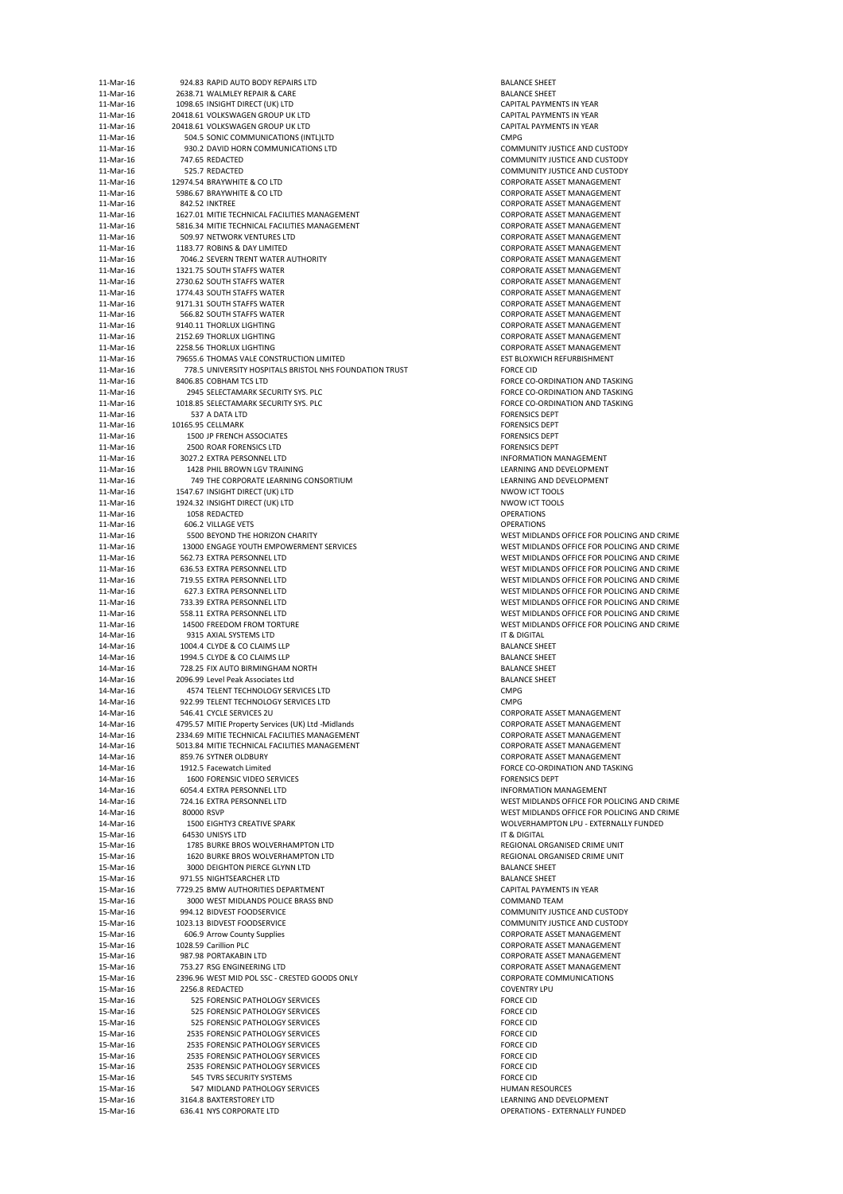| | | | |
|---|---|---|---|
| 11-Mar-16 | 924.83 | RAPID AUTO BODY REPAIRS LTD | BALANCE SHEET |
| 11-Mar-16 | 2638.71 | WALMLEY REPAIR & CARE | BALANCE SHEET |
| 11-Mar-16 | 1098.65 | INSIGHT DIRECT (UK) LTD | CAPITAL PAYMENTS IN YEAR |
| 11-Mar-16 | 20418.61 | VOLKSWAGEN GROUP UK LTD | CAPITAL PAYMENTS IN YEAR |
| 11-Mar-16 | 20418.61 | VOLKSWAGEN GROUP UK LTD | CAPITAL PAYMENTS IN YEAR |
| 11-Mar-16 | 504.5 | SONIC COMMUNICATIONS (INTL)LTD | CMPG |
| 11-Mar-16 | 930.2 | DAVID HORN COMMUNICATIONS LTD | COMMUNITY JUSTICE AND CUSTODY |
| 11-Mar-16 | 747.65 | REDACTED | COMMUNITY JUSTICE AND CUSTODY |
| 11-Mar-16 | 525.7 | REDACTED | COMMUNITY JUSTICE AND CUSTODY |
| 11-Mar-16 | 12974.54 | BRAYWHITE & CO LTD | CORPORATE ASSET MANAGEMENT |
| 11-Mar-16 | 5986.67 | BRAYWHITE & CO LTD | CORPORATE ASSET MANAGEMENT |
| 11-Mar-16 | 842.52 | INKTREE | CORPORATE ASSET MANAGEMENT |
| 11-Mar-16 | 1627.01 | MITIE TECHNICAL FACILITIES MANAGEMENT | CORPORATE ASSET MANAGEMENT |
| 11-Mar-16 | 5816.34 | MITIE TECHNICAL FACILITIES MANAGEMENT | CORPORATE ASSET MANAGEMENT |
| 11-Mar-16 | 509.97 | NETWORK VENTURES LTD | CORPORATE ASSET MANAGEMENT |
| 11-Mar-16 | 1183.77 | ROBINS & DAY LIMITED | CORPORATE ASSET MANAGEMENT |
| 11-Mar-16 | 7046.2 | SEVERN TRENT WATER AUTHORITY | CORPORATE ASSET MANAGEMENT |
| 11-Mar-16 | 1321.75 | SOUTH STAFFS WATER | CORPORATE ASSET MANAGEMENT |
| 11-Mar-16 | 2730.62 | SOUTH STAFFS WATER | CORPORATE ASSET MANAGEMENT |
| 11-Mar-16 | 1774.43 | SOUTH STAFFS WATER | CORPORATE ASSET MANAGEMENT |
| 11-Mar-16 | 9171.31 | SOUTH STAFFS WATER | CORPORATE ASSET MANAGEMENT |
| 11-Mar-16 | 566.82 | SOUTH STAFFS WATER | CORPORATE ASSET MANAGEMENT |
| 11-Mar-16 | 9140.11 | THORLUX LIGHTING | CORPORATE ASSET MANAGEMENT |
| 11-Mar-16 | 2152.69 | THORLUX LIGHTING | CORPORATE ASSET MANAGEMENT |
| 11-Mar-16 | 2258.56 | THORLUX LIGHTING | CORPORATE ASSET MANAGEMENT |
| 11-Mar-16 | 79655.6 | THOMAS VALE CONSTRUCTION LIMITED | EST BLOXWICH REFURBISHMENT |
| 11-Mar-16 | 778.5 | UNIVERSITY HOSPITALS BRISTOL NHS FOUNDATION TRUST | FORCE CID |
| 11-Mar-16 | 8406.85 | COBHAM TCS LTD | FORCE CO-ORDINATION AND TASKING |
| 11-Mar-16 | 2945 | SELECTAMARK SECURITY SYS. PLC | FORCE CO-ORDINATION AND TASKING |
| 11-Mar-16 | 1018.85 | SELECTAMARK SECURITY SYS. PLC | FORCE CO-ORDINATION AND TASKING |
| 11-Mar-16 | 537 | A DATA LTD | FORENSICS DEPT |
| 11-Mar-16 | 10165.95 | CELLMARK | FORENSICS DEPT |
| 11-Mar-16 | 1500 | JP FRENCH ASSOCIATES | FORENSICS DEPT |
| 11-Mar-16 | 2500 | ROAR FORENSICS LTD | FORENSICS DEPT |
| 11-Mar-16 | 3027.2 | EXTRA PERSONNEL LTD | INFORMATION MANAGEMENT |
| 11-Mar-16 | 1428 | PHIL BROWN LGV TRAINING | LEARNING AND DEVELOPMENT |
| 11-Mar-16 | 749 | THE CORPORATE LEARNING CONSORTIUM | LEARNING AND DEVELOPMENT |
| 11-Mar-16 | 1547.67 | INSIGHT DIRECT (UK) LTD | NWOW ICT TOOLS |
| 11-Mar-16 | 1924.32 | INSIGHT DIRECT (UK) LTD | NWOW ICT TOOLS |
| 11-Mar-16 | 1058 | REDACTED | OPERATIONS |
| 11-Mar-16 | 606.2 | VILLAGE VETS | OPERATIONS |
| 11-Mar-16 | 5500 | BEYOND THE HORIZON CHARITY | WEST MIDLANDS OFFICE FOR POLICING AND CRIME |
| 11-Mar-16 | 13000 | ENGAGE YOUTH EMPOWERMENT SERVICES | WEST MIDLANDS OFFICE FOR POLICING AND CRIME |
| 11-Mar-16 | 562.73 | EXTRA PERSONNEL LTD | WEST MIDLANDS OFFICE FOR POLICING AND CRIME |
| 11-Mar-16 | 636.53 | EXTRA PERSONNEL LTD | WEST MIDLANDS OFFICE FOR POLICING AND CRIME |
| 11-Mar-16 | 719.55 | EXTRA PERSONNEL LTD | WEST MIDLANDS OFFICE FOR POLICING AND CRIME |
| 11-Mar-16 | 627.3 | EXTRA PERSONNEL LTD | WEST MIDLANDS OFFICE FOR POLICING AND CRIME |
| 11-Mar-16 | 733.39 | EXTRA PERSONNEL LTD | WEST MIDLANDS OFFICE FOR POLICING AND CRIME |
| 11-Mar-16 | 558.11 | EXTRA PERSONNEL LTD | WEST MIDLANDS OFFICE FOR POLICING AND CRIME |
| 11-Mar-16 | 14500 | FREEDOM FROM TORTURE | WEST MIDLANDS OFFICE FOR POLICING AND CRIME |
| 14-Mar-16 | 9315 | AXIAL SYSTEMS LTD | IT & DIGITAL |
| 14-Mar-16 | 1004.4 | CLYDE & CO CLAIMS LLP | BALANCE SHEET |
| 14-Mar-16 | 1994.5 | CLYDE & CO CLAIMS LLP | BALANCE SHEET |
| 14-Mar-16 | 728.25 | FIX AUTO BIRMINGHAM NORTH | BALANCE SHEET |
| 14-Mar-16 | 2096.99 | Level Peak Associates Ltd | BALANCE SHEET |
| 14-Mar-16 | 4574 | TELENT TECHNOLOGY SERVICES LTD | CMPG |
| 14-Mar-16 | 922.99 | TELENT TECHNOLOGY SERVICES LTD | CMPG |
| 14-Mar-16 | 546.41 | CYCLE SERVICES 2U | CORPORATE ASSET MANAGEMENT |
| 14-Mar-16 | 4795.57 | MITIE Property Services (UK) Ltd -Midlands | CORPORATE ASSET MANAGEMENT |
| 14-Mar-16 | 2334.69 | MITIE TECHNICAL FACILITIES MANAGEMENT | CORPORATE ASSET MANAGEMENT |
| 14-Mar-16 | 5013.84 | MITIE TECHNICAL FACILITIES MANAGEMENT | CORPORATE ASSET MANAGEMENT |
| 14-Mar-16 | 859.76 | SYTNER OLDBURY | CORPORATE ASSET MANAGEMENT |
| 14-Mar-16 | 1912.5 | Facewatch Limited | FORCE CO-ORDINATION AND TASKING |
| 14-Mar-16 | 1600 | FORENSIC VIDEO SERVICES | FORENSICS DEPT |
| 14-Mar-16 | 6054.4 | EXTRA PERSONNEL LTD | INFORMATION MANAGEMENT |
| 14-Mar-16 | 724.16 | EXTRA PERSONNEL LTD | WEST MIDLANDS OFFICE FOR POLICING AND CRIME |
| 14-Mar-16 | 80000 | RSVP | WEST MIDLANDS OFFICE FOR POLICING AND CRIME |
| 14-Mar-16 | 1500 | EIGHTY3 CREATIVE SPARK | WOLVERHAMPTON LPU - EXTERNALLY FUNDED |
| 15-Mar-16 | 64530 | UNISYS LTD | IT & DIGITAL |
| 15-Mar-16 | 1785 | BURKE BROS WOLVERHAMPTON LTD | REGIONAL ORGANISED CRIME UNIT |
| 15-Mar-16 | 1620 | BURKE BROS WOLVERHAMPTON LTD | REGIONAL ORGANISED CRIME UNIT |
| 15-Mar-16 | 3000 | DEIGHTON PIERCE GLYNN LTD | BALANCE SHEET |
| 15-Mar-16 | 971.55 | NIGHTSEARCHER LTD | BALANCE SHEET |
| 15-Mar-16 | 7729.25 | BMW AUTHORITIES DEPARTMENT | CAPITAL PAYMENTS IN YEAR |
| 15-Mar-16 | 3000 | WEST MIDLANDS POLICE BRASS BND | COMMAND TEAM |
| 15-Mar-16 | 994.12 | BIDVEST FOODSERVICE | COMMUNITY JUSTICE AND CUSTODY |
| 15-Mar-16 | 1023.13 | BIDVEST FOODSERVICE | COMMUNITY JUSTICE AND CUSTODY |
| 15-Mar-16 | 606.9 | Arrow County Supplies | CORPORATE ASSET MANAGEMENT |
| 15-Mar-16 | 1028.59 | Carillion PLC | CORPORATE ASSET MANAGEMENT |
| 15-Mar-16 | 987.98 | PORTAKABIN LTD | CORPORATE ASSET MANAGEMENT |
| 15-Mar-16 | 753.27 | RSG ENGINEERING LTD | CORPORATE ASSET MANAGEMENT |
| 15-Mar-16 | 2396.96 | WEST MID POL SSC - CRESTED GOODS ONLY | CORPORATE COMMUNICATIONS |
| 15-Mar-16 | 2256.8 | REDACTED | COVENTRY LPU |
| 15-Mar-16 | 525 | FORENSIC PATHOLOGY SERVICES | FORCE CID |
| 15-Mar-16 | 525 | FORENSIC PATHOLOGY SERVICES | FORCE CID |
| 15-Mar-16 | 525 | FORENSIC PATHOLOGY SERVICES | FORCE CID |
| 15-Mar-16 | 2535 | FORENSIC PATHOLOGY SERVICES | FORCE CID |
| 15-Mar-16 | 2535 | FORENSIC PATHOLOGY SERVICES | FORCE CID |
| 15-Mar-16 | 2535 | FORENSIC PATHOLOGY SERVICES | FORCE CID |
| 15-Mar-16 | 2535 | FORENSIC PATHOLOGY SERVICES | FORCE CID |
| 15-Mar-16 | 545 | TVRS SECURITY SYSTEMS | FORCE CID |
| 15-Mar-16 | 547 | MIDLAND PATHOLOGY SERVICES | HUMAN RESOURCES |
| 15-Mar-16 | 3164.8 | BAXTERSTOREY LTD | LEARNING AND DEVELOPMENT |
| 15-Mar-16 | 636.41 | NYS CORPORATE LTD | OPERATIONS - EXTERNALLY FUNDED |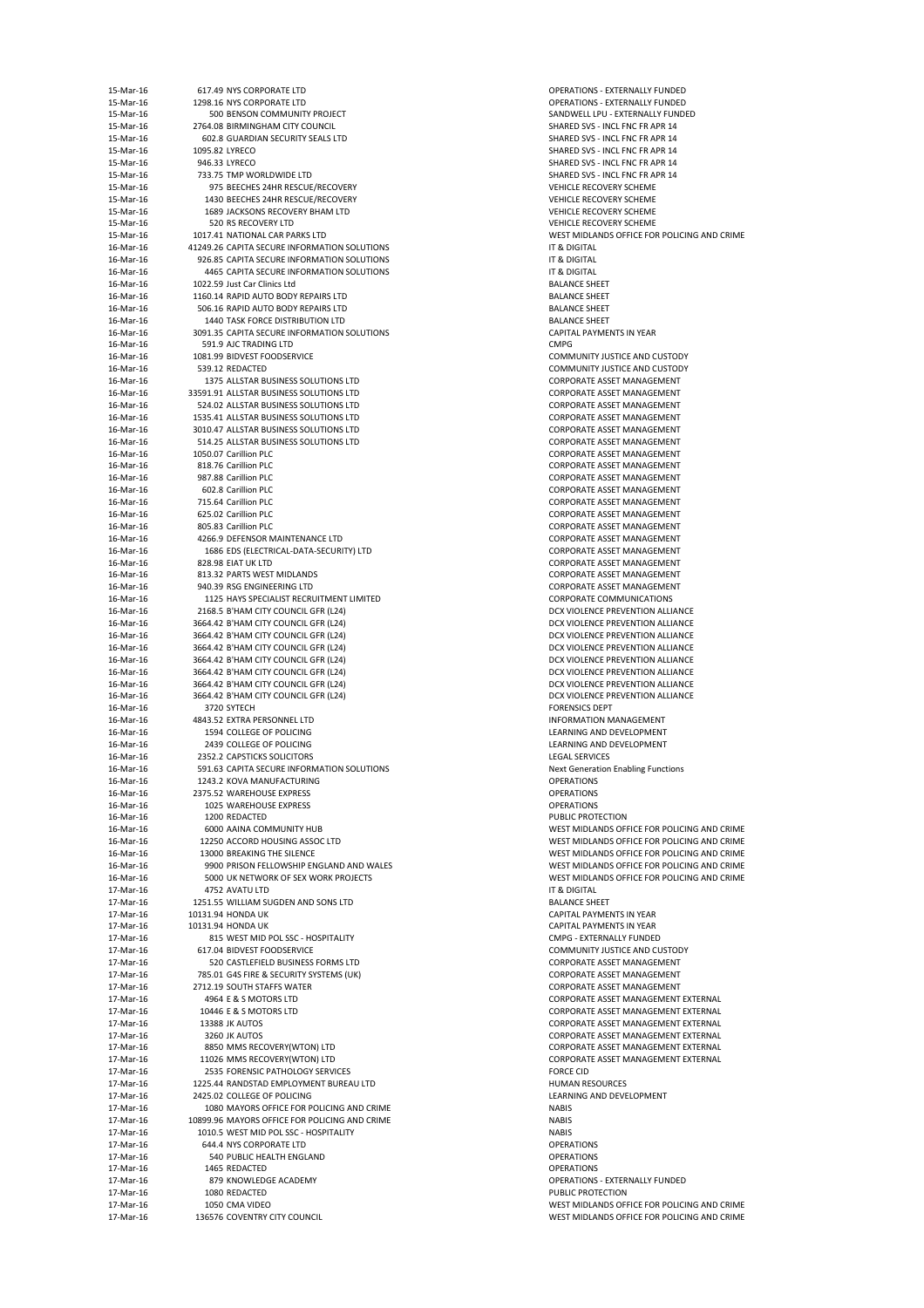| | | | |
|---|---|---|---|
| 15-Mar-16 | 617.49 | NYS CORPORATE LTD | OPERATIONS - EXTERNALLY FUNDED |
| 15-Mar-16 | 1298.16 | NYS CORPORATE LTD | OPERATIONS - EXTERNALLY FUNDED |
| 15-Mar-16 | 500 | BENSON COMMUNITY PROJECT | SANDWELL LPU - EXTERNALLY FUNDED |
| 15-Mar-16 | 2764.08 | BIRMINGHAM CITY COUNCIL | SHARED SVS - INCL FNC FR APR 14 |
| 15-Mar-16 | 602.8 | GUARDIAN SECURITY SEALS LTD | SHARED SVS - INCL FNC FR APR 14 |
| 15-Mar-16 | 1095.82 | LYRECO | SHARED SVS - INCL FNC FR APR 14 |
| 15-Mar-16 | 946.33 | LYRECO | SHARED SVS - INCL FNC FR APR 14 |
| 15-Mar-16 | 733.75 | TMP WORLDWIDE LTD | SHARED SVS - INCL FNC FR APR 14 |
| 15-Mar-16 | 975 | BEECHES 24HR RESCUE/RECOVERY | VEHICLE RECOVERY SCHEME |
| 15-Mar-16 | 1430 | BEECHES 24HR RESCUE/RECOVERY | VEHICLE RECOVERY SCHEME |
| 15-Mar-16 | 1689 | JACKSONS RECOVERY BHAM LTD | VEHICLE RECOVERY SCHEME |
| 15-Mar-16 | 520 | RS RECOVERY LTD | VEHICLE RECOVERY SCHEME |
| 15-Mar-16 | 1017.41 | NATIONAL CAR PARKS LTD | WEST MIDLANDS OFFICE FOR POLICING AND CRIME |
| 16-Mar-16 | 41249.26 | CAPITA SECURE INFORMATION SOLUTIONS | IT & DIGITAL |
| 16-Mar-16 | 926.85 | CAPITA SECURE INFORMATION SOLUTIONS | IT & DIGITAL |
| 16-Mar-16 | 4465 | CAPITA SECURE INFORMATION SOLUTIONS | IT & DIGITAL |
| 16-Mar-16 | 1022.59 | Just Car Clinics Ltd | BALANCE SHEET |
| 16-Mar-16 | 1160.14 | RAPID AUTO BODY REPAIRS LTD | BALANCE SHEET |
| 16-Mar-16 | 506.16 | RAPID AUTO BODY REPAIRS LTD | BALANCE SHEET |
| 16-Mar-16 | 1440 | TASK FORCE DISTRIBUTION LTD | BALANCE SHEET |
| 16-Mar-16 | 3091.35 | CAPITA SECURE INFORMATION SOLUTIONS | CAPITAL PAYMENTS IN YEAR |
| 16-Mar-16 | 591.9 | AJC TRADING LTD | CMPG |
| 16-Mar-16 | 1081.99 | BIDVEST FOODSERVICE | COMMUNITY JUSTICE AND CUSTODY |
| 16-Mar-16 | 539.12 | REDACTED | COMMUNITY JUSTICE AND CUSTODY |
| 16-Mar-16 | 1375 | ALLSTAR BUSINESS SOLUTIONS LTD | CORPORATE ASSET MANAGEMENT |
| 16-Mar-16 | 33591.91 | ALLSTAR BUSINESS SOLUTIONS LTD | CORPORATE ASSET MANAGEMENT |
| 16-Mar-16 | 524.02 | ALLSTAR BUSINESS SOLUTIONS LTD | CORPORATE ASSET MANAGEMENT |
| 16-Mar-16 | 1535.41 | ALLSTAR BUSINESS SOLUTIONS LTD | CORPORATE ASSET MANAGEMENT |
| 16-Mar-16 | 3010.47 | ALLSTAR BUSINESS SOLUTIONS LTD | CORPORATE ASSET MANAGEMENT |
| 16-Mar-16 | 514.25 | ALLSTAR BUSINESS SOLUTIONS LTD | CORPORATE ASSET MANAGEMENT |
| 16-Mar-16 | 1050.07 | Carillion PLC | CORPORATE ASSET MANAGEMENT |
| 16-Mar-16 | 818.76 | Carillion PLC | CORPORATE ASSET MANAGEMENT |
| 16-Mar-16 | 987.88 | Carillion PLC | CORPORATE ASSET MANAGEMENT |
| 16-Mar-16 | 602.8 | Carillion PLC | CORPORATE ASSET MANAGEMENT |
| 16-Mar-16 | 715.64 | Carillion PLC | CORPORATE ASSET MANAGEMENT |
| 16-Mar-16 | 625.02 | Carillion PLC | CORPORATE ASSET MANAGEMENT |
| 16-Mar-16 | 805.83 | Carillion PLC | CORPORATE ASSET MANAGEMENT |
| 16-Mar-16 | 4266.9 | DEFENSOR MAINTENANCE LTD | CORPORATE ASSET MANAGEMENT |
| 16-Mar-16 | 1686 | EDS (ELECTRICAL-DATA-SECURITY) LTD | CORPORATE ASSET MANAGEMENT |
| 16-Mar-16 | 828.98 | EIAT UK LTD | CORPORATE ASSET MANAGEMENT |
| 16-Mar-16 | 813.32 | PARTS WEST MIDLANDS | CORPORATE ASSET MANAGEMENT |
| 16-Mar-16 | 940.39 | RSG ENGINEERING LTD | CORPORATE ASSET MANAGEMENT |
| 16-Mar-16 | 1125 | HAYS SPECIALIST RECRUITMENT LIMITED | CORPORATE COMMUNICATIONS |
| 16-Mar-16 | 2168.5 | B'HAM CITY COUNCIL GFR (L24) | DCX VIOLENCE PREVENTION ALLIANCE |
| 16-Mar-16 | 3664.42 | B'HAM CITY COUNCIL GFR (L24) | DCX VIOLENCE PREVENTION ALLIANCE |
| 16-Mar-16 | 3664.42 | B'HAM CITY COUNCIL GFR (L24) | DCX VIOLENCE PREVENTION ALLIANCE |
| 16-Mar-16 | 3664.42 | B'HAM CITY COUNCIL GFR (L24) | DCX VIOLENCE PREVENTION ALLIANCE |
| 16-Mar-16 | 3664.42 | B'HAM CITY COUNCIL GFR (L24) | DCX VIOLENCE PREVENTION ALLIANCE |
| 16-Mar-16 | 3664.42 | B'HAM CITY COUNCIL GFR (L24) | DCX VIOLENCE PREVENTION ALLIANCE |
| 16-Mar-16 | 3664.42 | B'HAM CITY COUNCIL GFR (L24) | DCX VIOLENCE PREVENTION ALLIANCE |
| 16-Mar-16 | 3664.42 | B'HAM CITY COUNCIL GFR (L24) | DCX VIOLENCE PREVENTION ALLIANCE |
| 16-Mar-16 | 3720 | SYTECH | FORENSICS DEPT |
| 16-Mar-16 | 4843.52 | EXTRA PERSONNEL LTD | INFORMATION MANAGEMENT |
| 16-Mar-16 | 1594 | COLLEGE OF POLICING | LEARNING AND DEVELOPMENT |
| 16-Mar-16 | 2439 | COLLEGE OF POLICING | LEARNING AND DEVELOPMENT |
| 16-Mar-16 | 2352.2 | CAPSTICKS SOLICITORS | LEGAL SERVICES |
| 16-Mar-16 | 591.63 | CAPITA SECURE INFORMATION SOLUTIONS | Next Generation Enabling Functions |
| 16-Mar-16 | 1243.2 | KOVA MANUFACTURING | OPERATIONS |
| 16-Mar-16 | 2375.52 | WAREHOUSE EXPRESS | OPERATIONS |
| 16-Mar-16 | 1025 | WAREHOUSE EXPRESS | OPERATIONS |
| 16-Mar-16 | 1200 | REDACTED | PUBLIC PROTECTION |
| 16-Mar-16 | 6000 | AAINA COMMUNITY HUB | WEST MIDLANDS OFFICE FOR POLICING AND CRIME |
| 16-Mar-16 | 12250 | ACCORD HOUSING ASSOC LTD | WEST MIDLANDS OFFICE FOR POLICING AND CRIME |
| 16-Mar-16 | 13000 | BREAKING THE SILENCE | WEST MIDLANDS OFFICE FOR POLICING AND CRIME |
| 16-Mar-16 | 9900 | PRISON FELLOWSHIP ENGLAND AND WALES | WEST MIDLANDS OFFICE FOR POLICING AND CRIME |
| 16-Mar-16 | 5000 | UK NETWORK OF SEX WORK PROJECTS | WEST MIDLANDS OFFICE FOR POLICING AND CRIME |
| 17-Mar-16 | 4752 | AVATU LTD | IT & DIGITAL |
| 17-Mar-16 | 1251.55 | WILLIAM SUGDEN AND SONS LTD | BALANCE SHEET |
| 17-Mar-16 | 10131.94 | HONDA UK | CAPITAL PAYMENTS IN YEAR |
| 17-Mar-16 | 10131.94 | HONDA UK | CAPITAL PAYMENTS IN YEAR |
| 17-Mar-16 | 815 | WEST MID POL SSC - HOSPITALITY | CMPG - EXTERNALLY FUNDED |
| 17-Mar-16 | 617.04 | BIDVEST FOODSERVICE | COMMUNITY JUSTICE AND CUSTODY |
| 17-Mar-16 | 520 | CASTLEFIELD BUSINESS FORMS LTD | CORPORATE ASSET MANAGEMENT |
| 17-Mar-16 | 785.01 | G4S FIRE & SECURITY SYSTEMS (UK) | CORPORATE ASSET MANAGEMENT |
| 17-Mar-16 | 2712.19 | SOUTH STAFFS WATER | CORPORATE ASSET MANAGEMENT |
| 17-Mar-16 | 4964 | E & S MOTORS LTD | CORPORATE ASSET MANAGEMENT EXTERNAL |
| 17-Mar-16 | 10446 | E & S MOTORS LTD | CORPORATE ASSET MANAGEMENT EXTERNAL |
| 17-Mar-16 | 13388 | JK AUTOS | CORPORATE ASSET MANAGEMENT EXTERNAL |
| 17-Mar-16 | 3260 | JK AUTOS | CORPORATE ASSET MANAGEMENT EXTERNAL |
| 17-Mar-16 | 8850 | MMS RECOVERY(WTON) LTD | CORPORATE ASSET MANAGEMENT EXTERNAL |
| 17-Mar-16 | 11026 | MMS RECOVERY(WTON) LTD | CORPORATE ASSET MANAGEMENT EXTERNAL |
| 17-Mar-16 | 2535 | FORENSIC PATHOLOGY SERVICES | FORCE CID |
| 17-Mar-16 | 1225.44 | RANDSTAD EMPLOYMENT BUREAU LTD | HUMAN RESOURCES |
| 17-Mar-16 | 2425.02 | COLLEGE OF POLICING | LEARNING AND DEVELOPMENT |
| 17-Mar-16 | 1080 | MAYORS OFFICE FOR POLICING AND CRIME | NABIS |
| 17-Mar-16 | 10899.96 | MAYORS OFFICE FOR POLICING AND CRIME | NABIS |
| 17-Mar-16 | 1010.5 | WEST MID POL SSC - HOSPITALITY | NABIS |
| 17-Mar-16 | 644.4 | NYS CORPORATE LTD | OPERATIONS |
| 17-Mar-16 | 540 | PUBLIC HEALTH ENGLAND | OPERATIONS |
| 17-Mar-16 | 1465 | REDACTED | OPERATIONS |
| 17-Mar-16 | 879 | KNOWLEDGE ACADEMY | OPERATIONS - EXTERNALLY FUNDED |
| 17-Mar-16 | 1080 | REDACTED | PUBLIC PROTECTION |
| 17-Mar-16 | 1050 | CMA VIDEO | WEST MIDLANDS OFFICE FOR POLICING AND CRIME |
| 17-Mar-16 | 136576 | COVENTRY CITY COUNCIL | WEST MIDLANDS OFFICE FOR POLICING AND CRIME |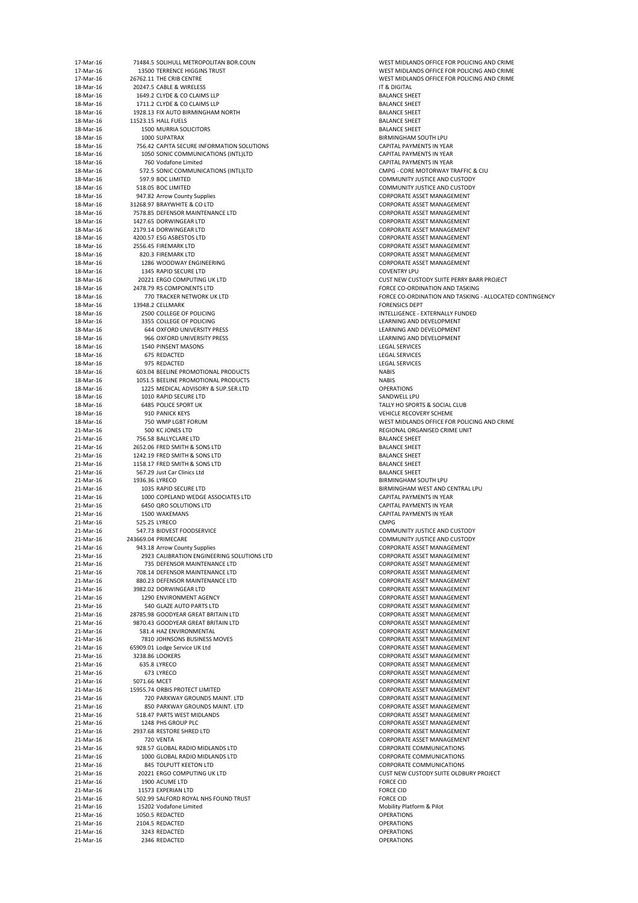| | | | |
|---|---|---|---|
| 17-Mar-16 | 71484.5 | SOLIHULL METROPOLITAN BOR.COUN | WEST MIDLANDS OFFICE FOR POLICING AND CRIME |
| 17-Mar-16 | 13500 | TERRENCE HIGGINS TRUST | WEST MIDLANDS OFFICE FOR POLICING AND CRIME |
| 17-Mar-16 | 26762.11 | THE CRIB CENTRE | WEST MIDLANDS OFFICE FOR POLICING AND CRIME |
| 18-Mar-16 | 20247.5 | CABLE & WIRELESS | IT & DIGITAL |
| 18-Mar-16 | 1649.2 | CLYDE & CO CLAIMS LLP | BALANCE SHEET |
| 18-Mar-16 | 1711.2 | CLYDE & CO CLAIMS LLP | BALANCE SHEET |
| 18-Mar-16 | 1928.13 | FIX AUTO BIRMINGHAM NORTH | BALANCE SHEET |
| 18-Mar-16 | 11523.15 | HALL FUELS | BALANCE SHEET |
| 18-Mar-16 | 1500 | MURRIA SOLICITORS | BALANCE SHEET |
| 18-Mar-16 | 1000 | SUPATRAX | BIRMINGHAM SOUTH LPU |
| 18-Mar-16 | 756.42 | CAPITA SECURE INFORMATION SOLUTIONS | CAPITAL PAYMENTS IN YEAR |
| 18-Mar-16 | 1050 | SONIC COMMUNICATIONS (INTL)LTD | CAPITAL PAYMENTS IN YEAR |
| 18-Mar-16 | 760 | Vodafone Limited | CAPITAL PAYMENTS IN YEAR |
| 18-Mar-16 | 572.5 | SONIC COMMUNICATIONS (INTL)LTD | CMPG - CORE MOTORWAY TRAFFIC & CIU |
| 18-Mar-16 | 597.9 | BOC LIMITED | COMMUNITY JUSTICE AND CUSTODY |
| 18-Mar-16 | 518.05 | BOC LIMITED | COMMUNITY JUSTICE AND CUSTODY |
| 18-Mar-16 | 947.82 | Arrow County Supplies | CORPORATE ASSET MANAGEMENT |
| 18-Mar-16 | 31268.97 | BRAYWHITE & CO LTD | CORPORATE ASSET MANAGEMENT |
| 18-Mar-16 | 7578.85 | DEFENSOR MAINTENANCE LTD | CORPORATE ASSET MANAGEMENT |
| 18-Mar-16 | 1427.65 | DORWINGEAR LTD | CORPORATE ASSET MANAGEMENT |
| 18-Mar-16 | 2179.14 | DORWINGEAR LTD | CORPORATE ASSET MANAGEMENT |
| 18-Mar-16 | 4200.57 | ESG ASBESTOS LTD | CORPORATE ASSET MANAGEMENT |
| 18-Mar-16 | 2556.45 | FIREMARK LTD | CORPORATE ASSET MANAGEMENT |
| 18-Mar-16 | 820.3 | FIREMARK LTD | CORPORATE ASSET MANAGEMENT |
| 18-Mar-16 | 1286 | WOODWAY ENGINEERING | CORPORATE ASSET MANAGEMENT |
| 18-Mar-16 | 1345 | RAPID SECURE LTD | COVENTRY LPU |
| 18-Mar-16 | 20221 | ERGO COMPUTING UK LTD | CUST NEW CUSTODY SUITE PERRY BARR PROJECT |
| 18-Mar-16 | 2478.79 | RS COMPONENTS LTD | FORCE CO-ORDINATION AND TASKING |
| 18-Mar-16 | 770 | TRACKER NETWORK UK LTD | FORCE CO-ORDINATION AND TASKING - ALLOCATED CONTINGENCY |
| 18-Mar-16 | 13948.2 | CELLMARK | FORENSICS DEPT |
| 18-Mar-16 | 2500 | COLLEGE OF POLICING | INTELLIGENCE - EXTERNALLY FUNDED |
| 18-Mar-16 | 3355 | COLLEGE OF POLICING | LEARNING AND DEVELOPMENT |
| 18-Mar-16 | 644 | OXFORD UNIVERSITY PRESS | LEARNING AND DEVELOPMENT |
| 18-Mar-16 | 966 | OXFORD UNIVERSITY PRESS | LEARNING AND DEVELOPMENT |
| 18-Mar-16 | 1540 | PINSENT MASONS | LEGAL SERVICES |
| 18-Mar-16 | 675 | REDACTED | LEGAL SERVICES |
| 18-Mar-16 | 975 | REDACTED | LEGAL SERVICES |
| 18-Mar-16 | 603.04 | BEELINE PROMOTIONAL PRODUCTS | NABIS |
| 18-Mar-16 | 1051.5 | BEELINE PROMOTIONAL PRODUCTS | NABIS |
| 18-Mar-16 | 1225 | MEDICAL ADVISORY & SUP.SER.LTD | OPERATIONS |
| 18-Mar-16 | 1010 | RAPID SECURE LTD | SANDWELL LPU |
| 18-Mar-16 | 6485 | POLICE SPORT UK | TALLY HO SPORTS & SOCIAL CLUB |
| 18-Mar-16 | 910 | PANICK KEYS | VEHICLE RECOVERY SCHEME |
| 18-Mar-16 | 750 | WMP LGBT FORUM | WEST MIDLANDS OFFICE FOR POLICING AND CRIME |
| 21-Mar-16 | 500 | KC JONES LTD | REGIONAL ORGANISED CRIME UNIT |
| 21-Mar-16 | 756.58 | BALLYCLARE LTD | BALANCE SHEET |
| 21-Mar-16 | 2652.06 | FRED SMITH & SONS LTD | BALANCE SHEET |
| 21-Mar-16 | 1242.19 | FRED SMITH & SONS LTD | BALANCE SHEET |
| 21-Mar-16 | 1158.17 | FRED SMITH & SONS LTD | BALANCE SHEET |
| 21-Mar-16 | 567.29 | Just Car Clinics Ltd | BALANCE SHEET |
| 21-Mar-16 | 1936.36 | LYRECO | BIRMINGHAM SOUTH LPU |
| 21-Mar-16 | 1035 | RAPID SECURE LTD | BIRMINGHAM WEST AND CENTRAL LPU |
| 21-Mar-16 | 1000 | COPELAND WEDGE ASSOCIATES LTD | CAPITAL PAYMENTS IN YEAR |
| 21-Mar-16 | 6450 | QRO SOLUTIONS LTD | CAPITAL PAYMENTS IN YEAR |
| 21-Mar-16 | 1500 | WAKEMANS | CAPITAL PAYMENTS IN YEAR |
| 21-Mar-16 | 525.25 | LYRECO | CMPG |
| 21-Mar-16 | 547.73 | BIDVEST FOODSERVICE | COMMUNITY JUSTICE AND CUSTODY |
| 21-Mar-16 | 243669.04 | PRIMECARE | COMMUNITY JUSTICE AND CUSTODY |
| 21-Mar-16 | 943.18 | Arrow County Supplies | CORPORATE ASSET MANAGEMENT |
| 21-Mar-16 | 2923 | CALIBRATION ENGINEERING SOLUTIONS LTD | CORPORATE ASSET MANAGEMENT |
| 21-Mar-16 | 735 | DEFENSOR MAINTENANCE LTD | CORPORATE ASSET MANAGEMENT |
| 21-Mar-16 | 708.14 | DEFENSOR MAINTENANCE LTD | CORPORATE ASSET MANAGEMENT |
| 21-Mar-16 | 880.23 | DEFENSOR MAINTENANCE LTD | CORPORATE ASSET MANAGEMENT |
| 21-Mar-16 | 3982.02 | DORWINGEAR LTD | CORPORATE ASSET MANAGEMENT |
| 21-Mar-16 | 1290 | ENVIRONMENT AGENCY | CORPORATE ASSET MANAGEMENT |
| 21-Mar-16 | 540 | GLAZE AUTO PARTS LTD | CORPORATE ASSET MANAGEMENT |
| 21-Mar-16 | 28785.98 | GOODYEAR GREAT BRITAIN LTD | CORPORATE ASSET MANAGEMENT |
| 21-Mar-16 | 9870.43 | GOODYEAR GREAT BRITAIN LTD | CORPORATE ASSET MANAGEMENT |
| 21-Mar-16 | 581.4 | HAZ ENVIRONMENTAL | CORPORATE ASSET MANAGEMENT |
| 21-Mar-16 | 7810 | JOHNSONS BUSINESS MOVES | CORPORATE ASSET MANAGEMENT |
| 21-Mar-16 | 65909.01 | Lodge Service UK Ltd | CORPORATE ASSET MANAGEMENT |
| 21-Mar-16 | 3238.86 | LOOKERS | CORPORATE ASSET MANAGEMENT |
| 21-Mar-16 | 635.8 | LYRECO | CORPORATE ASSET MANAGEMENT |
| 21-Mar-16 | 673 | LYRECO | CORPORATE ASSET MANAGEMENT |
| 21-Mar-16 | 5071.66 | MCET | CORPORATE ASSET MANAGEMENT |
| 21-Mar-16 | 15955.74 | ORBIS PROTECT LIMITED | CORPORATE ASSET MANAGEMENT |
| 21-Mar-16 | 720 | PARKWAY GROUNDS MAINT. LTD | CORPORATE ASSET MANAGEMENT |
| 21-Mar-16 | 850 | PARKWAY GROUNDS MAINT. LTD | CORPORATE ASSET MANAGEMENT |
| 21-Mar-16 | 518.47 | PARTS WEST MIDLANDS | CORPORATE ASSET MANAGEMENT |
| 21-Mar-16 | 1248 | PHS GROUP PLC | CORPORATE ASSET MANAGEMENT |
| 21-Mar-16 | 2937.68 | RESTORE SHRED LTD | CORPORATE ASSET MANAGEMENT |
| 21-Mar-16 | 720 | VENTA | CORPORATE ASSET MANAGEMENT |
| 21-Mar-16 | 928.57 | GLOBAL RADIO MIDLANDS LTD | CORPORATE COMMUNICATIONS |
| 21-Mar-16 | 1000 | GLOBAL RADIO MIDLANDS LTD | CORPORATE COMMUNICATIONS |
| 21-Mar-16 | 845 | TOLPUTT KEETON LTD | CORPORATE COMMUNICATIONS |
| 21-Mar-16 | 20221 | ERGO COMPUTING UK LTD | CUST NEW CUSTODY SUITE OLDBURY PROJECT |
| 21-Mar-16 | 1900 | ACUME LTD | FORCE CID |
| 21-Mar-16 | 11573 | EXPERIAN LTD | FORCE CID |
| 21-Mar-16 | 502.99 | SALFORD ROYAL NHS FOUND TRUST | FORCE CID |
| 21-Mar-16 | 15202 | Vodafone Limited | Mobility Platform & Pilot |
| 21-Mar-16 | 1050.5 | REDACTED | OPERATIONS |
| 21-Mar-16 | 2104.5 | REDACTED | OPERATIONS |
| 21-Mar-16 | 3243 | REDACTED | OPERATIONS |
| 21-Mar-16 | 2346 | REDACTED | OPERATIONS |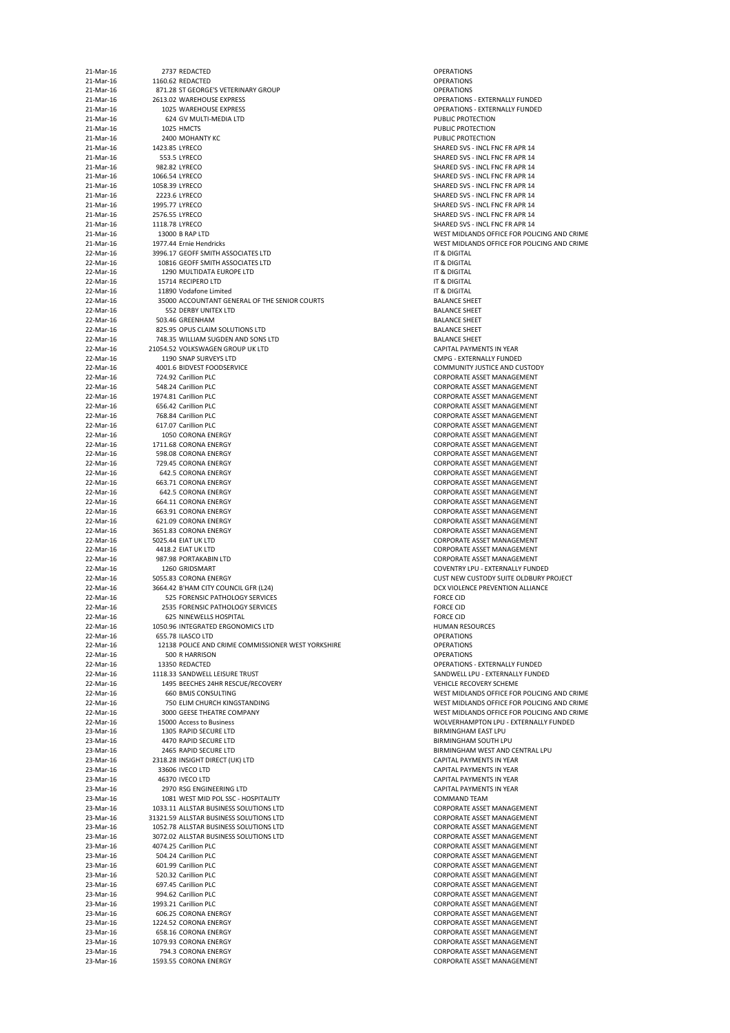| | | | |
|---|---|---|---|
| 21-Mar-16 | 2737 | REDACTED | OPERATIONS |
| 21-Mar-16 | 1160.62 | REDACTED | OPERATIONS |
| 21-Mar-16 | 871.28 | ST GEORGE'S VETERINARY GROUP | OPERATIONS |
| 21-Mar-16 | 2613.02 | WAREHOUSE EXPRESS | OPERATIONS - EXTERNALLY FUNDED |
| 21-Mar-16 | 1025 | WAREHOUSE EXPRESS | OPERATIONS - EXTERNALLY FUNDED |
| 21-Mar-16 | 624 | GV MULTI-MEDIA LTD | PUBLIC PROTECTION |
| 21-Mar-16 | 1025 | HMCTS | PUBLIC PROTECTION |
| 21-Mar-16 | 2400 | MOHANTY KC | PUBLIC PROTECTION |
| 21-Mar-16 | 1423.85 | LYRECO | SHARED SVS - INCL FNC FR APR 14 |
| 21-Mar-16 | 553.5 | LYRECO | SHARED SVS - INCL FNC FR APR 14 |
| 21-Mar-16 | 982.82 | LYRECO | SHARED SVS - INCL FNC FR APR 14 |
| 21-Mar-16 | 1066.54 | LYRECO | SHARED SVS - INCL FNC FR APR 14 |
| 21-Mar-16 | 1058.39 | LYRECO | SHARED SVS - INCL FNC FR APR 14 |
| 21-Mar-16 | 2223.6 | LYRECO | SHARED SVS - INCL FNC FR APR 14 |
| 21-Mar-16 | 1995.77 | LYRECO | SHARED SVS - INCL FNC FR APR 14 |
| 21-Mar-16 | 2576.55 | LYRECO | SHARED SVS - INCL FNC FR APR 14 |
| 21-Mar-16 | 1118.78 | LYRECO | SHARED SVS - INCL FNC FR APR 14 |
| 21-Mar-16 | 13000 | B RAP LTD | WEST MIDLANDS OFFICE FOR POLICING AND CRIME |
| 21-Mar-16 | 1977.44 | Ernie Hendricks | WEST MIDLANDS OFFICE FOR POLICING AND CRIME |
| 22-Mar-16 | 3996.17 | GEOFF SMITH ASSOCIATES LTD | IT & DIGITAL |
| 22-Mar-16 | 10816 | GEOFF SMITH ASSOCIATES LTD | IT & DIGITAL |
| 22-Mar-16 | 1290 | MULTIDATA EUROPE LTD | IT & DIGITAL |
| 22-Mar-16 | 15714 | RECIPERO LTD | IT & DIGITAL |
| 22-Mar-16 | 11890 | Vodafone Limited | IT & DIGITAL |
| 22-Mar-16 | 35000 | ACCOUNTANT GENERAL OF THE SENIOR COURTS | BALANCE SHEET |
| 22-Mar-16 | 552 | DERBY UNITEX LTD | BALANCE SHEET |
| 22-Mar-16 | 503.46 | GREENHAM | BALANCE SHEET |
| 22-Mar-16 | 825.95 | OPUS CLAIM SOLUTIONS LTD | BALANCE SHEET |
| 22-Mar-16 | 748.35 | WILLIAM SUGDEN AND SONS LTD | BALANCE SHEET |
| 22-Mar-16 | 21054.52 | VOLKSWAGEN GROUP UK LTD | CAPITAL PAYMENTS IN YEAR |
| 22-Mar-16 | 1190 | SNAP SURVEYS LTD | CMPG - EXTERNALLY FUNDED |
| 22-Mar-16 | 4001.6 | BIDVEST FOODSERVICE | COMMUNITY JUSTICE AND CUSTODY |
| 22-Mar-16 | 724.92 | Carillion PLC | CORPORATE ASSET MANAGEMENT |
| 22-Mar-16 | 548.24 | Carillion PLC | CORPORATE ASSET MANAGEMENT |
| 22-Mar-16 | 1974.81 | Carillion PLC | CORPORATE ASSET MANAGEMENT |
| 22-Mar-16 | 656.42 | Carillion PLC | CORPORATE ASSET MANAGEMENT |
| 22-Mar-16 | 768.84 | Carillion PLC | CORPORATE ASSET MANAGEMENT |
| 22-Mar-16 | 617.07 | Carillion PLC | CORPORATE ASSET MANAGEMENT |
| 22-Mar-16 | 1050 | CORONA ENERGY | CORPORATE ASSET MANAGEMENT |
| 22-Mar-16 | 1711.68 | CORONA ENERGY | CORPORATE ASSET MANAGEMENT |
| 22-Mar-16 | 598.08 | CORONA ENERGY | CORPORATE ASSET MANAGEMENT |
| 22-Mar-16 | 729.45 | CORONA ENERGY | CORPORATE ASSET MANAGEMENT |
| 22-Mar-16 | 642.5 | CORONA ENERGY | CORPORATE ASSET MANAGEMENT |
| 22-Mar-16 | 663.71 | CORONA ENERGY | CORPORATE ASSET MANAGEMENT |
| 22-Mar-16 | 642.5 | CORONA ENERGY | CORPORATE ASSET MANAGEMENT |
| 22-Mar-16 | 664.11 | CORONA ENERGY | CORPORATE ASSET MANAGEMENT |
| 22-Mar-16 | 663.91 | CORONA ENERGY | CORPORATE ASSET MANAGEMENT |
| 22-Mar-16 | 621.09 | CORONA ENERGY | CORPORATE ASSET MANAGEMENT |
| 22-Mar-16 | 3651.83 | CORONA ENERGY | CORPORATE ASSET MANAGEMENT |
| 22-Mar-16 | 5025.44 | EIAT UK LTD | CORPORATE ASSET MANAGEMENT |
| 22-Mar-16 | 4418.2 | EIAT UK LTD | CORPORATE ASSET MANAGEMENT |
| 22-Mar-16 | 987.98 | PORTAKABIN LTD | CORPORATE ASSET MANAGEMENT |
| 22-Mar-16 | 1260 | GRIDSMART | COVENTRY LPU - EXTERNALLY FUNDED |
| 22-Mar-16 | 5055.83 | CORONA ENERGY | CUST NEW CUSTODY SUITE OLDBURY PROJECT |
| 22-Mar-16 | 3664.42 | B'HAM CITY COUNCIL GFR (L24) | DCX VIOLENCE PREVENTION ALLIANCE |
| 22-Mar-16 | 525 | FORENSIC PATHOLOGY SERVICES | FORCE CID |
| 22-Mar-16 | 2535 | FORENSIC PATHOLOGY SERVICES | FORCE CID |
| 22-Mar-16 | 625 | NINEWELLS HOSPITAL | FORCE CID |
| 22-Mar-16 | 1050.96 | INTEGRATED ERGONOMICS LTD | HUMAN RESOURCES |
| 22-Mar-16 | 655.78 | ILASCO LTD | OPERATIONS |
| 22-Mar-16 | 12138 | POLICE AND CRIME COMMISSIONER WEST YORKSHIRE | OPERATIONS |
| 22-Mar-16 | 500 | R HARRISON | OPERATIONS |
| 22-Mar-16 | 13350 | REDACTED | OPERATIONS - EXTERNALLY FUNDED |
| 22-Mar-16 | 1118.33 | SANDWELL LEISURE TRUST | SANDWELL LPU - EXTERNALLY FUNDED |
| 22-Mar-16 | 1495 | BEECHES 24HR RESCUE/RECOVERY | VEHICLE RECOVERY SCHEME |
| 22-Mar-16 | 660 | BMJS CONSULTING | WEST MIDLANDS OFFICE FOR POLICING AND CRIME |
| 22-Mar-16 | 750 | ELIM CHURCH KINGSTANDING | WEST MIDLANDS OFFICE FOR POLICING AND CRIME |
| 22-Mar-16 | 3000 | GEESE THEATRE COMPANY | WEST MIDLANDS OFFICE FOR POLICING AND CRIME |
| 22-Mar-16 | 15000 | Access to Business | WOLVERHAMPTON LPU - EXTERNALLY FUNDED |
| 23-Mar-16 | 1305 | RAPID SECURE LTD | BIRMINGHAM EAST LPU |
| 23-Mar-16 | 4470 | RAPID SECURE LTD | BIRMINGHAM SOUTH LPU |
| 23-Mar-16 | 2465 | RAPID SECURE LTD | BIRMINGHAM WEST AND CENTRAL LPU |
| 23-Mar-16 | 2318.28 | INSIGHT DIRECT (UK) LTD | CAPITAL PAYMENTS IN YEAR |
| 23-Mar-16 | 33606 | IVECO LTD | CAPITAL PAYMENTS IN YEAR |
| 23-Mar-16 | 46370 | IVECO LTD | CAPITAL PAYMENTS IN YEAR |
| 23-Mar-16 | 2970 | RSG ENGINEERING LTD | CAPITAL PAYMENTS IN YEAR |
| 23-Mar-16 | 1081 | WEST MID POL SSC - HOSPITALITY | COMMAND TEAM |
| 23-Mar-16 | 1033.11 | ALLSTAR BUSINESS SOLUTIONS LTD | CORPORATE ASSET MANAGEMENT |
| 23-Mar-16 | 31321.59 | ALLSTAR BUSINESS SOLUTIONS LTD | CORPORATE ASSET MANAGEMENT |
| 23-Mar-16 | 1052.78 | ALLSTAR BUSINESS SOLUTIONS LTD | CORPORATE ASSET MANAGEMENT |
| 23-Mar-16 | 3072.02 | ALLSTAR BUSINESS SOLUTIONS LTD | CORPORATE ASSET MANAGEMENT |
| 23-Mar-16 | 4074.25 | Carillion PLC | CORPORATE ASSET MANAGEMENT |
| 23-Mar-16 | 504.24 | Carillion PLC | CORPORATE ASSET MANAGEMENT |
| 23-Mar-16 | 601.99 | Carillion PLC | CORPORATE ASSET MANAGEMENT |
| 23-Mar-16 | 520.32 | Carillion PLC | CORPORATE ASSET MANAGEMENT |
| 23-Mar-16 | 697.45 | Carillion PLC | CORPORATE ASSET MANAGEMENT |
| 23-Mar-16 | 994.62 | Carillion PLC | CORPORATE ASSET MANAGEMENT |
| 23-Mar-16 | 1993.21 | Carillion PLC | CORPORATE ASSET MANAGEMENT |
| 23-Mar-16 | 606.25 | CORONA ENERGY | CORPORATE ASSET MANAGEMENT |
| 23-Mar-16 | 1224.52 | CORONA ENERGY | CORPORATE ASSET MANAGEMENT |
| 23-Mar-16 | 658.16 | CORONA ENERGY | CORPORATE ASSET MANAGEMENT |
| 23-Mar-16 | 1079.93 | CORONA ENERGY | CORPORATE ASSET MANAGEMENT |
| 23-Mar-16 | 794.3 | CORONA ENERGY | CORPORATE ASSET MANAGEMENT |
| 23-Mar-16 | 1593.55 | CORONA ENERGY | CORPORATE ASSET MANAGEMENT |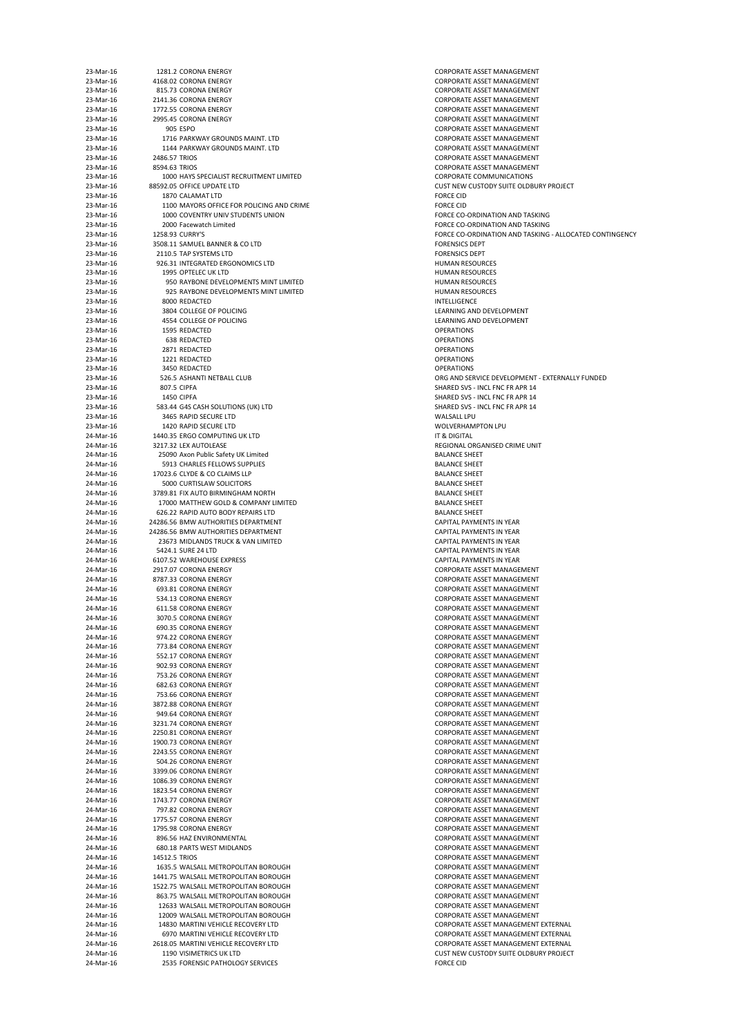| | | | |
|---|---|---|---|
| 23-Mar-16 | 1281.2 | CORONA ENERGY | CORPORATE ASSET MANAGEMENT |
| 23-Mar-16 | 4168.02 | CORONA ENERGY | CORPORATE ASSET MANAGEMENT |
| 23-Mar-16 | 815.73 | CORONA ENERGY | CORPORATE ASSET MANAGEMENT |
| 23-Mar-16 | 2141.36 | CORONA ENERGY | CORPORATE ASSET MANAGEMENT |
| 23-Mar-16 | 1772.55 | CORONA ENERGY | CORPORATE ASSET MANAGEMENT |
| 23-Mar-16 | 2995.45 | CORONA ENERGY | CORPORATE ASSET MANAGEMENT |
| 23-Mar-16 | 905 | ESPO | CORPORATE ASSET MANAGEMENT |
| 23-Mar-16 | 1716 | PARKWAY GROUNDS MAINT. LTD | CORPORATE ASSET MANAGEMENT |
| 23-Mar-16 | 1144 | PARKWAY GROUNDS MAINT. LTD | CORPORATE ASSET MANAGEMENT |
| 23-Mar-16 | 2486.57 | TRIOS | CORPORATE ASSET MANAGEMENT |
| 23-Mar-16 | 8594.63 | TRIOS | CORPORATE ASSET MANAGEMENT |
| 23-Mar-16 | 1000 | HAYS SPECIALIST RECRUITMENT LIMITED | CORPORATE COMMUNICATIONS |
| 23-Mar-16 | 88592.05 | OFFICE UPDATE LTD | CUST NEW CUSTODY SUITE OLDBURY PROJECT |
| 23-Mar-16 | 1870 | CALAMAT LTD | FORCE CID |
| 23-Mar-16 | 1100 | MAYORS OFFICE FOR POLICING AND CRIME | FORCE CID |
| 23-Mar-16 | 1000 | COVENTRY UNIV STUDENTS UNION | FORCE CO-ORDINATION AND TASKING |
| 23-Mar-16 | 2000 | Facewatch Limited | FORCE CO-ORDINATION AND TASKING |
| 23-Mar-16 | 1258.93 | CURRY'S | FORCE CO-ORDINATION AND TASKING - ALLOCATED CONTINGENCY |
| 23-Mar-16 | 3508.11 | SAMUEL BANNER & CO LTD | FORENSICS DEPT |
| 23-Mar-16 | 2110.5 | TAP SYSTEMS LTD | FORENSICS DEPT |
| 23-Mar-16 | 926.31 | INTEGRATED ERGONOMICS LTD | HUMAN RESOURCES |
| 23-Mar-16 | 1995 | OPTELEC UK LTD | HUMAN RESOURCES |
| 23-Mar-16 | 950 | RAYBONE DEVELOPMENTS MINT LIMITED | HUMAN RESOURCES |
| 23-Mar-16 | 925 | RAYBONE DEVELOPMENTS MINT LIMITED | HUMAN RESOURCES |
| 23-Mar-16 | 8000 | REDACTED | INTELLIGENCE |
| 23-Mar-16 | 3804 | COLLEGE OF POLICING | LEARNING AND DEVELOPMENT |
| 23-Mar-16 | 4554 | COLLEGE OF POLICING | LEARNING AND DEVELOPMENT |
| 23-Mar-16 | 1595 | REDACTED | OPERATIONS |
| 23-Mar-16 | 638 | REDACTED | OPERATIONS |
| 23-Mar-16 | 2871 | REDACTED | OPERATIONS |
| 23-Mar-16 | 1221 | REDACTED | OPERATIONS |
| 23-Mar-16 | 3450 | REDACTED | OPERATIONS |
| 23-Mar-16 | 526.5 | ASHANTI NETBALL CLUB | ORG AND SERVICE DEVELOPMENT - EXTERNALLY FUNDED |
| 23-Mar-16 | 807.5 | CIPFA | SHARED SVS - INCL FNC FR APR 14 |
| 23-Mar-16 | 1450 | CIPFA | SHARED SVS - INCL FNC FR APR 14 |
| 23-Mar-16 | 583.44 | G4S CASH SOLUTIONS (UK) LTD | SHARED SVS - INCL FNC FR APR 14 |
| 23-Mar-16 | 3465 | RAPID SECURE LTD | WALSALL LPU |
| 23-Mar-16 | 1420 | RAPID SECURE LTD | WOLVERHAMPTON LPU |
| 24-Mar-16 | 1440.35 | ERGO COMPUTING UK LTD | IT & DIGITAL |
| 24-Mar-16 | 3217.32 | LEX AUTOLEASE | REGIONAL ORGANISED CRIME UNIT |
| 24-Mar-16 | 25090 | Axon Public Safety UK Limited | BALANCE SHEET |
| 24-Mar-16 | 5913 | CHARLES FELLOWS SUPPLIES | BALANCE SHEET |
| 24-Mar-16 | 17023.6 | CLYDE & CO CLAIMS LLP | BALANCE SHEET |
| 24-Mar-16 | 5000 | CURTISLAW SOLICITORS | BALANCE SHEET |
| 24-Mar-16 | 3789.81 | FIX AUTO BIRMINGHAM NORTH | BALANCE SHEET |
| 24-Mar-16 | 17000 | MATTHEW GOLD & COMPANY LIMITED | BALANCE SHEET |
| 24-Mar-16 | 626.22 | RAPID AUTO BODY REPAIRS LTD | BALANCE SHEET |
| 24-Mar-16 | 24286.56 | BMW AUTHORITIES DEPARTMENT | CAPITAL PAYMENTS IN YEAR |
| 24-Mar-16 | 24286.56 | BMW AUTHORITIES DEPARTMENT | CAPITAL PAYMENTS IN YEAR |
| 24-Mar-16 | 23673 | MIDLANDS TRUCK & VAN LIMITED | CAPITAL PAYMENTS IN YEAR |
| 24-Mar-16 | 5424.1 | SURE 24 LTD | CAPITAL PAYMENTS IN YEAR |
| 24-Mar-16 | 6107.52 | WAREHOUSE EXPRESS | CAPITAL PAYMENTS IN YEAR |
| 24-Mar-16 | 2917.07 | CORONA ENERGY | CORPORATE ASSET MANAGEMENT |
| 24-Mar-16 | 8787.33 | CORONA ENERGY | CORPORATE ASSET MANAGEMENT |
| 24-Mar-16 | 693.81 | CORONA ENERGY | CORPORATE ASSET MANAGEMENT |
| 24-Mar-16 | 534.13 | CORONA ENERGY | CORPORATE ASSET MANAGEMENT |
| 24-Mar-16 | 611.58 | CORONA ENERGY | CORPORATE ASSET MANAGEMENT |
| 24-Mar-16 | 3070.5 | CORONA ENERGY | CORPORATE ASSET MANAGEMENT |
| 24-Mar-16 | 690.35 | CORONA ENERGY | CORPORATE ASSET MANAGEMENT |
| 24-Mar-16 | 974.22 | CORONA ENERGY | CORPORATE ASSET MANAGEMENT |
| 24-Mar-16 | 773.84 | CORONA ENERGY | CORPORATE ASSET MANAGEMENT |
| 24-Mar-16 | 552.17 | CORONA ENERGY | CORPORATE ASSET MANAGEMENT |
| 24-Mar-16 | 902.93 | CORONA ENERGY | CORPORATE ASSET MANAGEMENT |
| 24-Mar-16 | 753.26 | CORONA ENERGY | CORPORATE ASSET MANAGEMENT |
| 24-Mar-16 | 682.63 | CORONA ENERGY | CORPORATE ASSET MANAGEMENT |
| 24-Mar-16 | 753.66 | CORONA ENERGY | CORPORATE ASSET MANAGEMENT |
| 24-Mar-16 | 3872.88 | CORONA ENERGY | CORPORATE ASSET MANAGEMENT |
| 24-Mar-16 | 949.64 | CORONA ENERGY | CORPORATE ASSET MANAGEMENT |
| 24-Mar-16 | 3231.74 | CORONA ENERGY | CORPORATE ASSET MANAGEMENT |
| 24-Mar-16 | 2250.81 | CORONA ENERGY | CORPORATE ASSET MANAGEMENT |
| 24-Mar-16 | 1900.73 | CORONA ENERGY | CORPORATE ASSET MANAGEMENT |
| 24-Mar-16 | 2243.55 | CORONA ENERGY | CORPORATE ASSET MANAGEMENT |
| 24-Mar-16 | 504.26 | CORONA ENERGY | CORPORATE ASSET MANAGEMENT |
| 24-Mar-16 | 3399.06 | CORONA ENERGY | CORPORATE ASSET MANAGEMENT |
| 24-Mar-16 | 1086.39 | CORONA ENERGY | CORPORATE ASSET MANAGEMENT |
| 24-Mar-16 | 1823.54 | CORONA ENERGY | CORPORATE ASSET MANAGEMENT |
| 24-Mar-16 | 1743.77 | CORONA ENERGY | CORPORATE ASSET MANAGEMENT |
| 24-Mar-16 | 797.82 | CORONA ENERGY | CORPORATE ASSET MANAGEMENT |
| 24-Mar-16 | 1775.57 | CORONA ENERGY | CORPORATE ASSET MANAGEMENT |
| 24-Mar-16 | 1795.98 | CORONA ENERGY | CORPORATE ASSET MANAGEMENT |
| 24-Mar-16 | 896.56 | HAZ ENVIRONMENTAL | CORPORATE ASSET MANAGEMENT |
| 24-Mar-16 | 680.18 | PARTS WEST MIDLANDS | CORPORATE ASSET MANAGEMENT |
| 24-Mar-16 | 14512.5 | TRIOS | CORPORATE ASSET MANAGEMENT |
| 24-Mar-16 | 1635.5 | WALSALL METROPOLITAN BOROUGH | CORPORATE ASSET MANAGEMENT |
| 24-Mar-16 | 1441.75 | WALSALL METROPOLITAN BOROUGH | CORPORATE ASSET MANAGEMENT |
| 24-Mar-16 | 1522.75 | WALSALL METROPOLITAN BOROUGH | CORPORATE ASSET MANAGEMENT |
| 24-Mar-16 | 863.75 | WALSALL METROPOLITAN BOROUGH | CORPORATE ASSET MANAGEMENT |
| 24-Mar-16 | 12633 | WALSALL METROPOLITAN BOROUGH | CORPORATE ASSET MANAGEMENT |
| 24-Mar-16 | 12009 | WALSALL METROPOLITAN BOROUGH | CORPORATE ASSET MANAGEMENT |
| 24-Mar-16 | 14830 | MARTINI VEHICLE RECOVERY LTD | CORPORATE ASSET MANAGEMENT EXTERNAL |
| 24-Mar-16 | 6970 | MARTINI VEHICLE RECOVERY LTD | CORPORATE ASSET MANAGEMENT EXTERNAL |
| 24-Mar-16 | 2618.05 | MARTINI VEHICLE RECOVERY LTD | CORPORATE ASSET MANAGEMENT EXTERNAL |
| 24-Mar-16 | 1190 | VISIMETRICS UK LTD | CUST NEW CUSTODY SUITE OLDBURY PROJECT |
| 24-Mar-16 | 2535 | FORENSIC PATHOLOGY SERVICES | FORCE CID |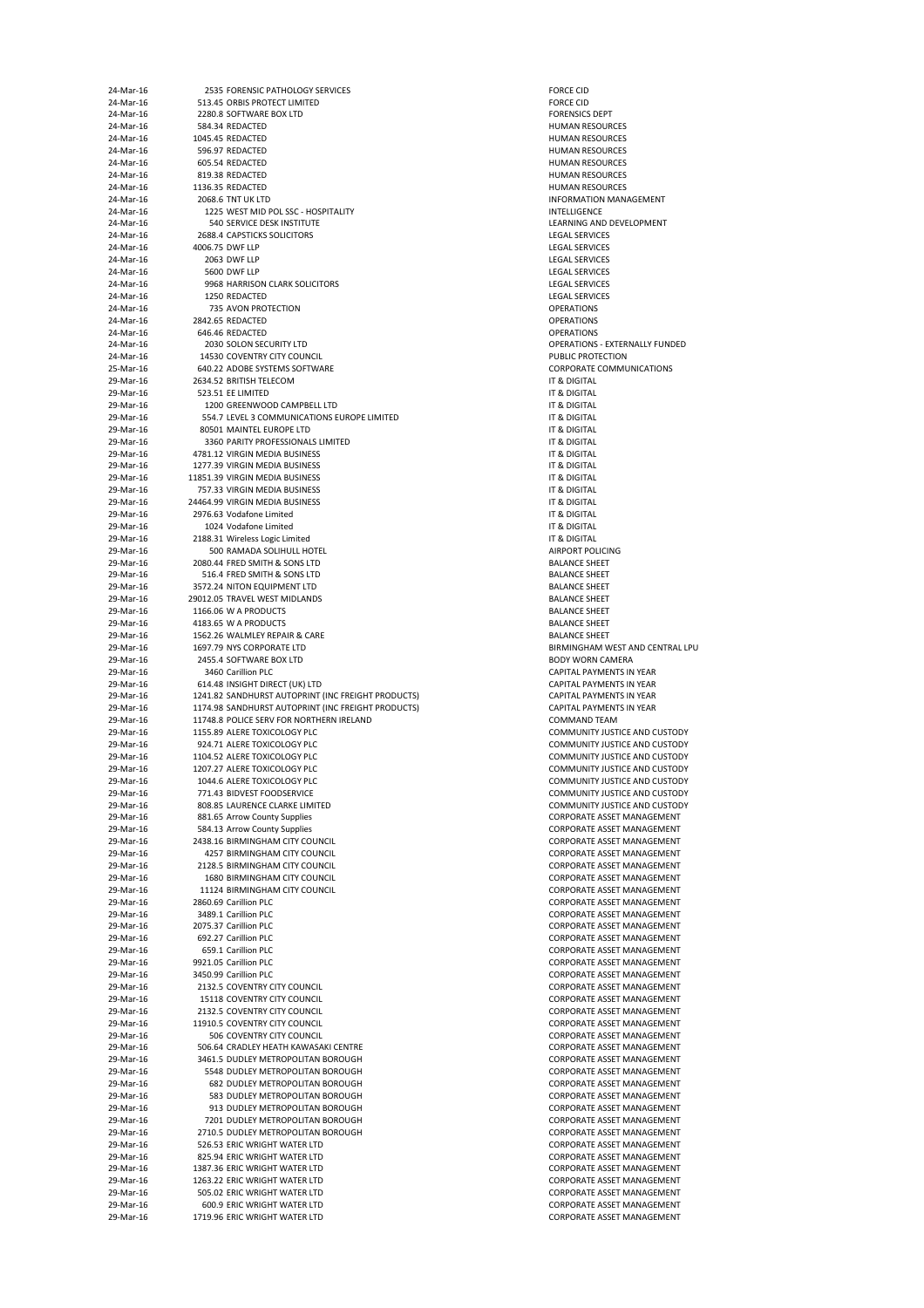| | | | |
|---|---|---|---|
| 24-Mar-16 | 2535 | FORENSIC PATHOLOGY SERVICES | FORCE CID |
| 24-Mar-16 | 513.45 | ORBIS PROTECT LIMITED | FORCE CID |
| 24-Mar-16 | 2280.8 | SOFTWARE BOX LTD | FORENSICS DEPT |
| 24-Mar-16 | 584.34 | REDACTED | HUMAN RESOURCES |
| 24-Mar-16 | 1045.45 | REDACTED | HUMAN RESOURCES |
| 24-Mar-16 | 596.97 | REDACTED | HUMAN RESOURCES |
| 24-Mar-16 | 605.54 | REDACTED | HUMAN RESOURCES |
| 24-Mar-16 | 819.38 | REDACTED | HUMAN RESOURCES |
| 24-Mar-16 | 1136.35 | REDACTED | HUMAN RESOURCES |
| 24-Mar-16 | 2068.6 | TNT UK LTD | INFORMATION MANAGEMENT |
| 24-Mar-16 | 1225 | WEST MID POL SSC - HOSPITALITY | INTELLIGENCE |
| 24-Mar-16 | 540 | SERVICE DESK INSTITUTE | LEARNING AND DEVELOPMENT |
| 24-Mar-16 | 2688.4 | CAPSTICKS SOLICITORS | LEGAL SERVICES |
| 24-Mar-16 | 4006.75 | DWF LLP | LEGAL SERVICES |
| 24-Mar-16 | 2063 | DWF LLP | LEGAL SERVICES |
| 24-Mar-16 | 5600 | DWF LLP | LEGAL SERVICES |
| 24-Mar-16 | 9968 | HARRISON CLARK SOLICITORS | LEGAL SERVICES |
| 24-Mar-16 | 1250 | REDACTED | LEGAL SERVICES |
| 24-Mar-16 | 735 | AVON PROTECTION | OPERATIONS |
| 24-Mar-16 | 2842.65 | REDACTED | OPERATIONS |
| 24-Mar-16 | 646.46 | REDACTED | OPERATIONS |
| 24-Mar-16 | 2030 | SOLON SECURITY LTD | OPERATIONS - EXTERNALLY FUNDED |
| 24-Mar-16 | 14530 | COVENTRY CITY COUNCIL | PUBLIC PROTECTION |
| 25-Mar-16 | 640.22 | ADOBE SYSTEMS SOFTWARE | CORPORATE COMMUNICATIONS |
| 29-Mar-16 | 2634.52 | BRITISH TELECOM | IT & DIGITAL |
| 29-Mar-16 | 523.51 | EE LIMITED | IT & DIGITAL |
| 29-Mar-16 | 1200 | GREENWOOD CAMPBELL LTD | IT & DIGITAL |
| 29-Mar-16 | 554.7 | LEVEL 3 COMMUNICATIONS EUROPE LIMITED | IT & DIGITAL |
| 29-Mar-16 | 80501 | MAINTEL EUROPE LTD | IT & DIGITAL |
| 29-Mar-16 | 3360 | PARITY PROFESSIONALS LIMITED | IT & DIGITAL |
| 29-Mar-16 | 4781.12 | VIRGIN MEDIA BUSINESS | IT & DIGITAL |
| 29-Mar-16 | 1277.39 | VIRGIN MEDIA BUSINESS | IT & DIGITAL |
| 29-Mar-16 | 11851.39 | VIRGIN MEDIA BUSINESS | IT & DIGITAL |
| 29-Mar-16 | 757.33 | VIRGIN MEDIA BUSINESS | IT & DIGITAL |
| 29-Mar-16 | 24464.99 | VIRGIN MEDIA BUSINESS | IT & DIGITAL |
| 29-Mar-16 | 2976.63 | Vodafone Limited | IT & DIGITAL |
| 29-Mar-16 | 1024 | Vodafone Limited | IT & DIGITAL |
| 29-Mar-16 | 2188.31 | Wireless Logic Limited | IT & DIGITAL |
| 29-Mar-16 | 500 | RAMADA SOLIHULL HOTEL | AIRPORT POLICING |
| 29-Mar-16 | 2080.44 | FRED SMITH & SONS LTD | BALANCE SHEET |
| 29-Mar-16 | 516.4 | FRED SMITH & SONS LTD | BALANCE SHEET |
| 29-Mar-16 | 3572.24 | NITON EQUIPMENT LTD | BALANCE SHEET |
| 29-Mar-16 | 29012.05 | TRAVEL WEST MIDLANDS | BALANCE SHEET |
| 29-Mar-16 | 1166.06 | W A PRODUCTS | BALANCE SHEET |
| 29-Mar-16 | 4183.65 | W A PRODUCTS | BALANCE SHEET |
| 29-Mar-16 | 1562.26 | WALMLEY REPAIR & CARE | BALANCE SHEET |
| 29-Mar-16 | 1697.79 | NYS CORPORATE LTD | BIRMINGHAM WEST AND CENTRAL LPU |
| 29-Mar-16 | 2455.4 | SOFTWARE BOX LTD | BODY WORN CAMERA |
| 29-Mar-16 | 3460 | Carillion PLC | CAPITAL PAYMENTS IN YEAR |
| 29-Mar-16 | 614.48 | INSIGHT DIRECT (UK) LTD | CAPITAL PAYMENTS IN YEAR |
| 29-Mar-16 | 1241.82 | SANDHURST AUTOPRINT (INC FREIGHT PRODUCTS) | CAPITAL PAYMENTS IN YEAR |
| 29-Mar-16 | 1174.98 | SANDHURST AUTOPRINT (INC FREIGHT PRODUCTS) | CAPITAL PAYMENTS IN YEAR |
| 29-Mar-16 | 11748.8 | POLICE SERV FOR NORTHERN IRELAND | COMMAND TEAM |
| 29-Mar-16 | 1155.89 | ALERE TOXICOLOGY PLC | COMMUNITY JUSTICE AND CUSTODY |
| 29-Mar-16 | 924.71 | ALERE TOXICOLOGY PLC | COMMUNITY JUSTICE AND CUSTODY |
| 29-Mar-16 | 1104.52 | ALERE TOXICOLOGY PLC | COMMUNITY JUSTICE AND CUSTODY |
| 29-Mar-16 | 1207.27 | ALERE TOXICOLOGY PLC | COMMUNITY JUSTICE AND CUSTODY |
| 29-Mar-16 | 1044.6 | ALERE TOXICOLOGY PLC | COMMUNITY JUSTICE AND CUSTODY |
| 29-Mar-16 | 771.43 | BIDVEST FOODSERVICE | COMMUNITY JUSTICE AND CUSTODY |
| 29-Mar-16 | 808.85 | LAURENCE CLARKE LIMITED | COMMUNITY JUSTICE AND CUSTODY |
| 29-Mar-16 | 881.65 | Arrow County Supplies | CORPORATE ASSET MANAGEMENT |
| 29-Mar-16 | 584.13 | Arrow County Supplies | CORPORATE ASSET MANAGEMENT |
| 29-Mar-16 | 2438.16 | BIRMINGHAM CITY COUNCIL | CORPORATE ASSET MANAGEMENT |
| 29-Mar-16 | 4257 | BIRMINGHAM CITY COUNCIL | CORPORATE ASSET MANAGEMENT |
| 29-Mar-16 | 2128.5 | BIRMINGHAM CITY COUNCIL | CORPORATE ASSET MANAGEMENT |
| 29-Mar-16 | 1680 | BIRMINGHAM CITY COUNCIL | CORPORATE ASSET MANAGEMENT |
| 29-Mar-16 | 11124 | BIRMINGHAM CITY COUNCIL | CORPORATE ASSET MANAGEMENT |
| 29-Mar-16 | 2860.69 | Carillion PLC | CORPORATE ASSET MANAGEMENT |
| 29-Mar-16 | 3489.1 | Carillion PLC | CORPORATE ASSET MANAGEMENT |
| 29-Mar-16 | 2075.37 | Carillion PLC | CORPORATE ASSET MANAGEMENT |
| 29-Mar-16 | 692.27 | Carillion PLC | CORPORATE ASSET MANAGEMENT |
| 29-Mar-16 | 659.1 | Carillion PLC | CORPORATE ASSET MANAGEMENT |
| 29-Mar-16 | 9921.05 | Carillion PLC | CORPORATE ASSET MANAGEMENT |
| 29-Mar-16 | 3450.99 | Carillion PLC | CORPORATE ASSET MANAGEMENT |
| 29-Mar-16 | 2132.5 | COVENTRY CITY COUNCIL | CORPORATE ASSET MANAGEMENT |
| 29-Mar-16 | 15118 | COVENTRY CITY COUNCIL | CORPORATE ASSET MANAGEMENT |
| 29-Mar-16 | 2132.5 | COVENTRY CITY COUNCIL | CORPORATE ASSET MANAGEMENT |
| 29-Mar-16 | 11910.5 | COVENTRY CITY COUNCIL | CORPORATE ASSET MANAGEMENT |
| 29-Mar-16 | 506 | COVENTRY CITY COUNCIL | CORPORATE ASSET MANAGEMENT |
| 29-Mar-16 | 506.64 | CRADLEY HEATH KAWASAKI CENTRE | CORPORATE ASSET MANAGEMENT |
| 29-Mar-16 | 3461.5 | DUDLEY METROPOLITAN BOROUGH | CORPORATE ASSET MANAGEMENT |
| 29-Mar-16 | 5548 | DUDLEY METROPOLITAN BOROUGH | CORPORATE ASSET MANAGEMENT |
| 29-Mar-16 | 682 | DUDLEY METROPOLITAN BOROUGH | CORPORATE ASSET MANAGEMENT |
| 29-Mar-16 | 583 | DUDLEY METROPOLITAN BOROUGH | CORPORATE ASSET MANAGEMENT |
| 29-Mar-16 | 913 | DUDLEY METROPOLITAN BOROUGH | CORPORATE ASSET MANAGEMENT |
| 29-Mar-16 | 7201 | DUDLEY METROPOLITAN BOROUGH | CORPORATE ASSET MANAGEMENT |
| 29-Mar-16 | 2710.5 | DUDLEY METROPOLITAN BOROUGH | CORPORATE ASSET MANAGEMENT |
| 29-Mar-16 | 526.53 | ERIC WRIGHT WATER LTD | CORPORATE ASSET MANAGEMENT |
| 29-Mar-16 | 825.94 | ERIC WRIGHT WATER LTD | CORPORATE ASSET MANAGEMENT |
| 29-Mar-16 | 1387.36 | ERIC WRIGHT WATER LTD | CORPORATE ASSET MANAGEMENT |
| 29-Mar-16 | 1263.22 | ERIC WRIGHT WATER LTD | CORPORATE ASSET MANAGEMENT |
| 29-Mar-16 | 505.02 | ERIC WRIGHT WATER LTD | CORPORATE ASSET MANAGEMENT |
| 29-Mar-16 | 600.9 | ERIC WRIGHT WATER LTD | CORPORATE ASSET MANAGEMENT |
| 29-Mar-16 | 1719.96 | ERIC WRIGHT WATER LTD | CORPORATE ASSET MANAGEMENT |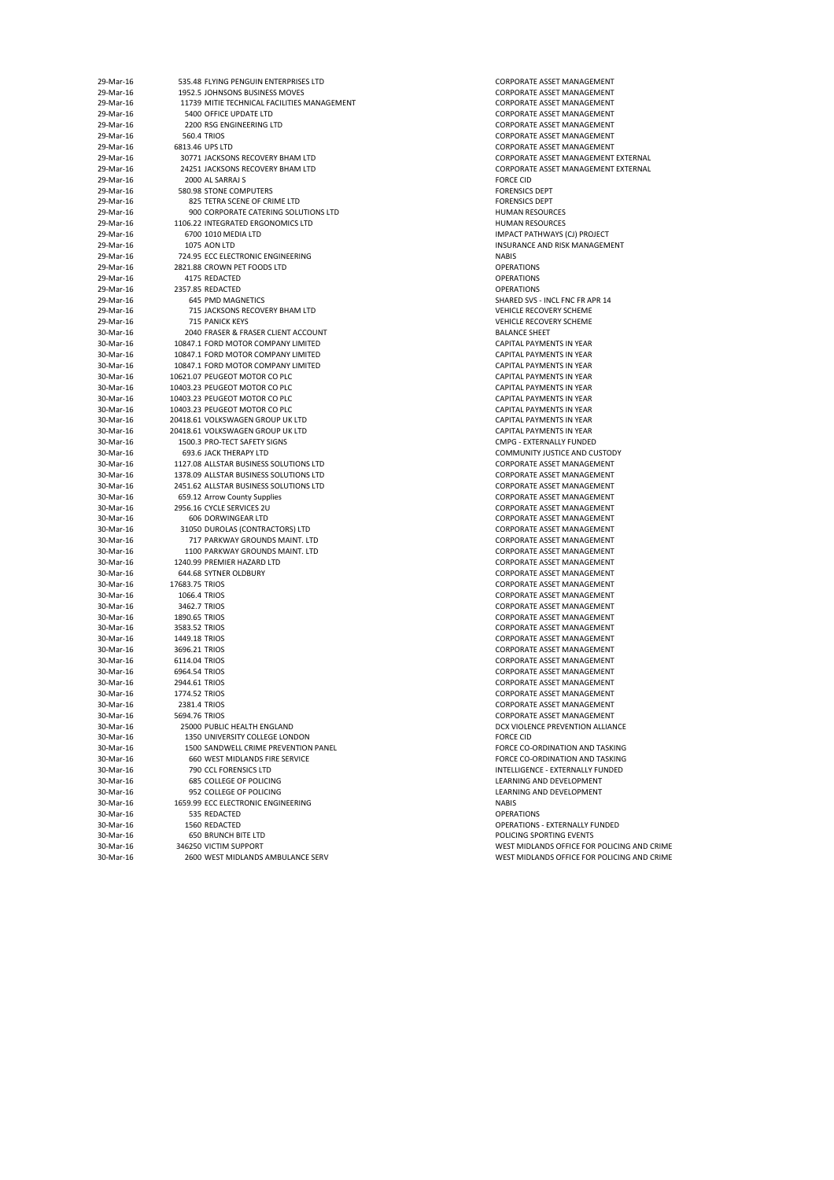| | | | |
|---|---|---|---|
| 29-Mar-16 | 535.48 | FLYING PENGUIN ENTERPRISES LTD | CORPORATE ASSET MANAGEMENT |
| 29-Mar-16 | 1952.5 | JOHNSONS BUSINESS MOVES | CORPORATE ASSET MANAGEMENT |
| 29-Mar-16 | 11739 | MITIE TECHNICAL FACILITIES MANAGEMENT | CORPORATE ASSET MANAGEMENT |
| 29-Mar-16 | 5400 | OFFICE UPDATE LTD | CORPORATE ASSET MANAGEMENT |
| 29-Mar-16 | 2200 | RSG ENGINEERING LTD | CORPORATE ASSET MANAGEMENT |
| 29-Mar-16 | 560.4 | TRIOS | CORPORATE ASSET MANAGEMENT |
| 29-Mar-16 | 6813.46 | UPS LTD | CORPORATE ASSET MANAGEMENT |
| 29-Mar-16 | 30771 | JACKSONS RECOVERY BHAM LTD | CORPORATE ASSET MANAGEMENT EXTERNAL |
| 29-Mar-16 | 24251 | JACKSONS RECOVERY BHAM LTD | CORPORATE ASSET MANAGEMENT EXTERNAL |
| 29-Mar-16 | 2000 | AL SARRAJ S | FORCE CID |
| 29-Mar-16 | 580.98 | STONE COMPUTERS | FORENSICS DEPT |
| 29-Mar-16 | 825 | TETRA SCENE OF CRIME LTD | FORENSICS DEPT |
| 29-Mar-16 | 900 | CORPORATE CATERING SOLUTIONS LTD | HUMAN RESOURCES |
| 29-Mar-16 | 1106.22 | INTEGRATED ERGONOMICS LTD | HUMAN RESOURCES |
| 29-Mar-16 | 6700 | 1010 MEDIA LTD | IMPACT PATHWAYS (CJ) PROJECT |
| 29-Mar-16 | 1075 | AON LTD | INSURANCE AND RISK MANAGEMENT |
| 29-Mar-16 | 724.95 | ECC ELECTRONIC ENGINEERING | NABIS |
| 29-Mar-16 | 2821.88 | CROWN PET FOODS LTD | OPERATIONS |
| 29-Mar-16 | 4175 | REDACTED | OPERATIONS |
| 29-Mar-16 | 2357.85 | REDACTED | OPERATIONS |
| 29-Mar-16 | 645 | PMD MAGNETICS | SHARED SVS - INCL FNC FR APR 14 |
| 29-Mar-16 | 715 | JACKSONS RECOVERY BHAM LTD | VEHICLE RECOVERY SCHEME |
| 29-Mar-16 | 715 | PANICK KEYS | VEHICLE RECOVERY SCHEME |
| 30-Mar-16 | 2040 | FRASER & FRASER CLIENT ACCOUNT | BALANCE SHEET |
| 30-Mar-16 | 10847.1 | FORD MOTOR COMPANY LIMITED | CAPITAL PAYMENTS IN YEAR |
| 30-Mar-16 | 10847.1 | FORD MOTOR COMPANY LIMITED | CAPITAL PAYMENTS IN YEAR |
| 30-Mar-16 | 10847.1 | FORD MOTOR COMPANY LIMITED | CAPITAL PAYMENTS IN YEAR |
| 30-Mar-16 | 10621.07 | PEUGEOT MOTOR CO PLC | CAPITAL PAYMENTS IN YEAR |
| 30-Mar-16 | 10403.23 | PEUGEOT MOTOR CO PLC | CAPITAL PAYMENTS IN YEAR |
| 30-Mar-16 | 10403.23 | PEUGEOT MOTOR CO PLC | CAPITAL PAYMENTS IN YEAR |
| 30-Mar-16 | 10403.23 | PEUGEOT MOTOR CO PLC | CAPITAL PAYMENTS IN YEAR |
| 30-Mar-16 | 20418.61 | VOLKSWAGEN GROUP UK LTD | CAPITAL PAYMENTS IN YEAR |
| 30-Mar-16 | 20418.61 | VOLKSWAGEN GROUP UK LTD | CAPITAL PAYMENTS IN YEAR |
| 30-Mar-16 | 1500.3 | PRO-TECT SAFETY SIGNS | CMPG - EXTERNALLY FUNDED |
| 30-Mar-16 | 693.6 | JACK THERAPY LTD | COMMUNITY JUSTICE AND CUSTODY |
| 30-Mar-16 | 1127.08 | ALLSTAR BUSINESS SOLUTIONS LTD | CORPORATE ASSET MANAGEMENT |
| 30-Mar-16 | 1378.09 | ALLSTAR BUSINESS SOLUTIONS LTD | CORPORATE ASSET MANAGEMENT |
| 30-Mar-16 | 2451.62 | ALLSTAR BUSINESS SOLUTIONS LTD | CORPORATE ASSET MANAGEMENT |
| 30-Mar-16 | 659.12 | Arrow County Supplies | CORPORATE ASSET MANAGEMENT |
| 30-Mar-16 | 2956.16 | CYCLE SERVICES 2U | CORPORATE ASSET MANAGEMENT |
| 30-Mar-16 | 606 | DORWINGEAR LTD | CORPORATE ASSET MANAGEMENT |
| 30-Mar-16 | 31050 | DUROLAS (CONTRACTORS) LTD | CORPORATE ASSET MANAGEMENT |
| 30-Mar-16 | 717 | PARKWAY GROUNDS MAINT. LTD | CORPORATE ASSET MANAGEMENT |
| 30-Mar-16 | 1100 | PARKWAY GROUNDS MAINT. LTD | CORPORATE ASSET MANAGEMENT |
| 30-Mar-16 | 1240.99 | PREMIER HAZARD LTD | CORPORATE ASSET MANAGEMENT |
| 30-Mar-16 | 644.68 | SYTNER OLDBURY | CORPORATE ASSET MANAGEMENT |
| 30-Mar-16 | 17683.75 | TRIOS | CORPORATE ASSET MANAGEMENT |
| 30-Mar-16 | 1066.4 | TRIOS | CORPORATE ASSET MANAGEMENT |
| 30-Mar-16 | 3462.7 | TRIOS | CORPORATE ASSET MANAGEMENT |
| 30-Mar-16 | 1890.65 | TRIOS | CORPORATE ASSET MANAGEMENT |
| 30-Mar-16 | 3583.52 | TRIOS | CORPORATE ASSET MANAGEMENT |
| 30-Mar-16 | 1449.18 | TRIOS | CORPORATE ASSET MANAGEMENT |
| 30-Mar-16 | 3696.21 | TRIOS | CORPORATE ASSET MANAGEMENT |
| 30-Mar-16 | 6114.04 | TRIOS | CORPORATE ASSET MANAGEMENT |
| 30-Mar-16 | 6964.54 | TRIOS | CORPORATE ASSET MANAGEMENT |
| 30-Mar-16 | 2944.61 | TRIOS | CORPORATE ASSET MANAGEMENT |
| 30-Mar-16 | 1774.52 | TRIOS | CORPORATE ASSET MANAGEMENT |
| 30-Mar-16 | 2381.4 | TRIOS | CORPORATE ASSET MANAGEMENT |
| 30-Mar-16 | 5694.76 | TRIOS | CORPORATE ASSET MANAGEMENT |
| 30-Mar-16 | 25000 | PUBLIC HEALTH ENGLAND | DCX VIOLENCE PREVENTION ALLIANCE |
| 30-Mar-16 | 1350 | UNIVERSITY COLLEGE LONDON | FORCE CID |
| 30-Mar-16 | 1500 | SANDWELL CRIME PREVENTION PANEL | FORCE CO-ORDINATION AND TASKING |
| 30-Mar-16 | 660 | WEST MIDLANDS FIRE SERVICE | FORCE CO-ORDINATION AND TASKING |
| 30-Mar-16 | 790 | CCL FORENSICS LTD | INTELLIGENCE - EXTERNALLY FUNDED |
| 30-Mar-16 | 685 | COLLEGE OF POLICING | LEARNING AND DEVELOPMENT |
| 30-Mar-16 | 952 | COLLEGE OF POLICING | LEARNING AND DEVELOPMENT |
| 30-Mar-16 | 1659.99 | ECC ELECTRONIC ENGINEERING | NABIS |
| 30-Mar-16 | 535 | REDACTED | OPERATIONS |
| 30-Mar-16 | 1560 | REDACTED | OPERATIONS - EXTERNALLY FUNDED |
| 30-Mar-16 | 650 | BRUNCH BITE LTD | POLICING SPORTING EVENTS |
| 30-Mar-16 | 346250 | VICTIM SUPPORT | WEST MIDLANDS OFFICE FOR POLICING AND CRIME |
| 30-Mar-16 | 2600 | WEST MIDLANDS AMBULANCE SERV | WEST MIDLANDS OFFICE FOR POLICING AND CRIME |